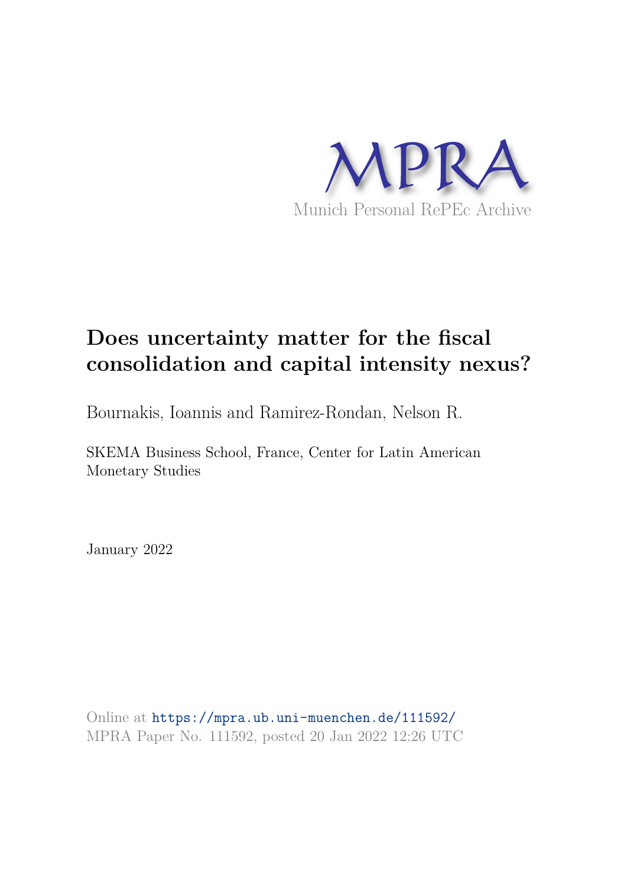MPRA

Munich Personal RePEc Archive

# Does uncertainty matter for the fiscal consolidation and capital intensity nexus?

Bournakis, Ioannis and Ramirez-Rondan, Nelson R.

SKEMA Business School, France, Center for Latin American Monetary Studies

January 2022

Online at https://mpra.ub.uni-muenchen.de/111592/
MPRA Paper No. 111592, posted 20 Jan 2022 12:26 UTC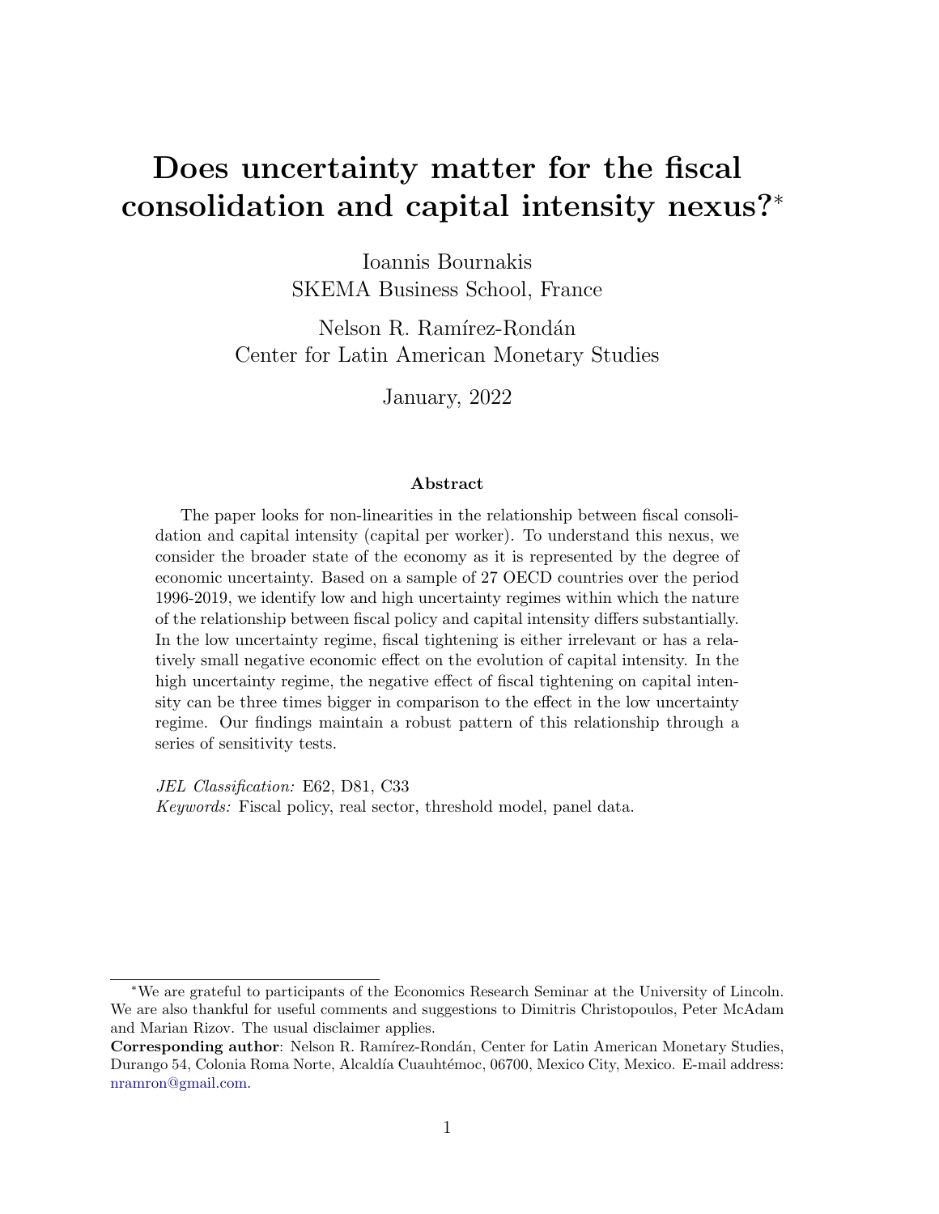# Does uncertainty matter for the fiscal consolidation and capital intensity nexus?*

Ioannis Bournakis
SKEMA Business School, France

Nelson R. Ramírez-Rondán
Center for Latin American Monetary Studies

January, 2022

### Abstract

The paper looks for non-linearities in the relationship between fiscal consolidation and capital intensity (capital per worker). To understand this nexus, we consider the broader state of the economy as it is represented by the degree of economic uncertainty. Based on a sample of 27 OECD countries over the period 1996-2019, we identify low and high uncertainty regimes within which the nature of the relationship between fiscal policy and capital intensity differs substantially. In the low uncertainty regime, fiscal tightening is either irrelevant or has a relatively small negative economic effect on the evolution of capital intensity. In the high uncertainty regime, the negative effect of fiscal tightening on capital intensity can be three times bigger in comparison to the effect in the low uncertainty regime. Our findings maintain a robust pattern of this relationship through a series of sensitivity tests.

*JEL Classification:* E62, D81, C33
*Keywords:* Fiscal policy, real sector, threshold model, panel data.

---

*We are grateful to participants of the Economics Research Seminar at the University of Lincoln. We are also thankful for useful comments and suggestions to Dimitris Christopoulos, Peter McAdam and Marian Rizov. The usual disclaimer applies.

**Corresponding author**: Nelson R. Ramírez-Rondán, Center for Latin American Monetary Studies, Durango 54, Colonia Roma Norte, Alcaldía Cuauhtémoc, 06700, Mexico City, Mexico. E-mail address: nramron@gmail.com.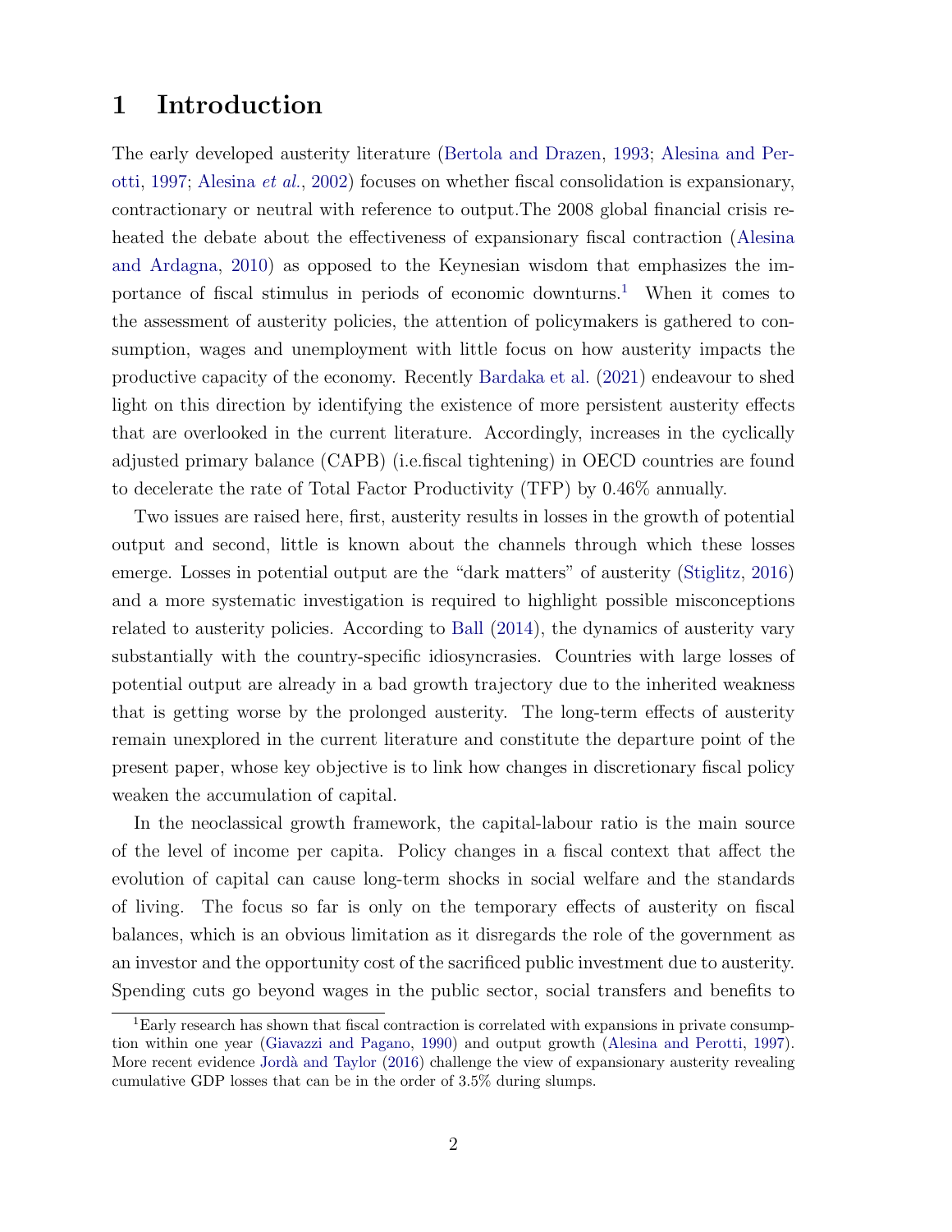# 1 Introduction

The early developed austerity literature (Bertola and Drazen, 1993; Alesina and Perotti, 1997; Alesina *et al.*, 2002) focuses on whether fiscal consolidation is expansionary, contractionary or neutral with reference to output.The 2008 global financial crisis reheated the debate about the effectiveness of expansionary fiscal contraction (Alesina and Ardagna, 2010) as opposed to the Keynesian wisdom that emphasizes the importance of fiscal stimulus in periods of economic downturns.[1] When it comes to the assessment of austerity policies, the attention of policymakers is gathered to consumption, wages and unemployment with little focus on how austerity impacts the productive capacity of the economy. Recently Bardaka et al. (2021) endeavour to shed light on this direction by identifying the existence of more persistent austerity effects that are overlooked in the current literature. Accordingly, increases in the cyclically adjusted primary balance (CAPB) (i.e.fiscal tightening) in OECD countries are found to decelerate the rate of Total Factor Productivity (TFP) by 0.46% annually.

Two issues are raised here, first, austerity results in losses in the growth of potential output and second, little is known about the channels through which these losses emerge. Losses in potential output are the "dark matters" of austerity (Stiglitz, 2016) and a more systematic investigation is required to highlight possible misconceptions related to austerity policies. According to Ball (2014), the dynamics of austerity vary substantially with the country-specific idiosyncrasies. Countries with large losses of potential output are already in a bad growth trajectory due to the inherited weakness that is getting worse by the prolonged austerity. The long-term effects of austerity remain unexplored in the current literature and constitute the departure point of the present paper, whose key objective is to link how changes in discretionary fiscal policy weaken the accumulation of capital.

In the neoclassical growth framework, the capital-labour ratio is the main source of the level of income per capita. Policy changes in a fiscal context that affect the evolution of capital can cause long-term shocks in social welfare and the standards of living. The focus so far is only on the temporary effects of austerity on fiscal balances, which is an obvious limitation as it disregards the role of the government as an investor and the opportunity cost of the sacrificed public investment due to austerity. Spending cuts go beyond wages in the public sector, social transfers and benefits to

[1] Early research has shown that fiscal contraction is correlated with expansions in private consumption within one year (Giavazzi and Pagano, 1990) and output growth (Alesina and Perotti, 1997). More recent evidence Jordà and Taylor (2016) challenge the view of expansionary austerity revealing cumulative GDP losses that can be in the order of 3.5% during slumps.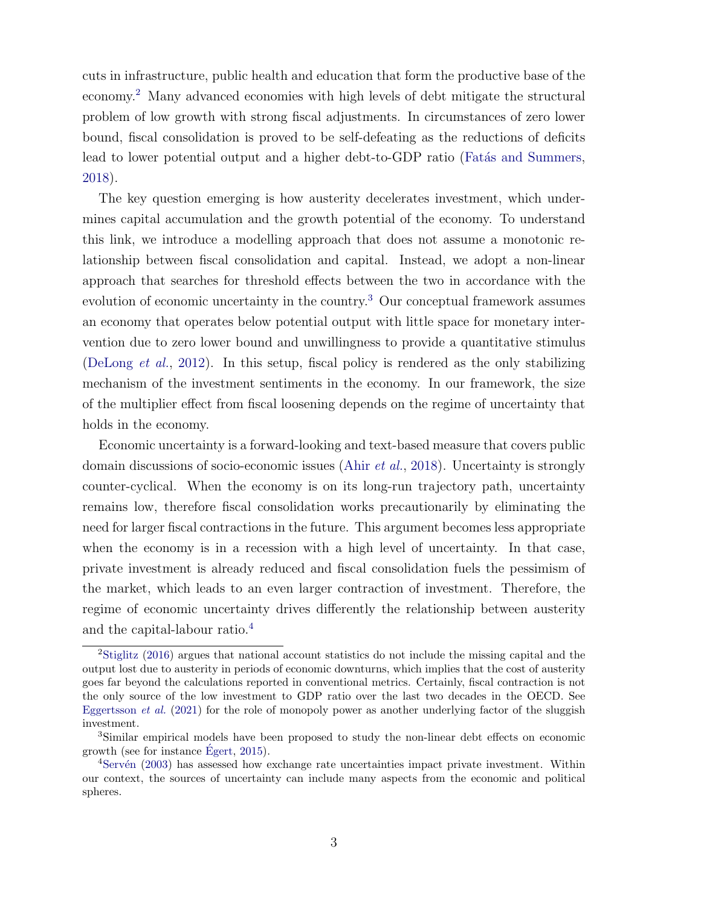cuts in infrastructure, public health and education that form the productive base of the economy.[2] Many advanced economies with high levels of debt mitigate the structural problem of low growth with strong fiscal adjustments. In circumstances of zero lower bound, fiscal consolidation is proved to be self-defeating as the reductions of deficits lead to lower potential output and a higher debt-to-GDP ratio (Fatás and Summers, 2018).

The key question emerging is how austerity decelerates investment, which undermines capital accumulation and the growth potential of the economy. To understand this link, we introduce a modelling approach that does not assume a monotonic relationship between fiscal consolidation and capital. Instead, we adopt a non-linear approach that searches for threshold effects between the two in accordance with the evolution of economic uncertainty in the country.[3] Our conceptual framework assumes an economy that operates below potential output with little space for monetary intervention due to zero lower bound and unwillingness to provide a quantitative stimulus (DeLong *et al.*, 2012). In this setup, fiscal policy is rendered as the only stabilizing mechanism of the investment sentiments in the economy. In our framework, the size of the multiplier effect from fiscal loosening depends on the regime of uncertainty that holds in the economy.

Economic uncertainty is a forward-looking and text-based measure that covers public domain discussions of socio-economic issues (Ahir *et al.*, 2018). Uncertainty is strongly counter-cyclical. When the economy is on its long-run trajectory path, uncertainty remains low, therefore fiscal consolidation works precautionarily by eliminating the need for larger fiscal contractions in the future. This argument becomes less appropriate when the economy is in a recession with a high level of uncertainty. In that case, private investment is already reduced and fiscal consolidation fuels the pessimism of the market, which leads to an even larger contraction of investment. Therefore, the regime of economic uncertainty drives differently the relationship between austerity and the capital-labour ratio.[4]

---

[2] Stiglitz (2016) argues that national account statistics do not include the missing capital and the output lost due to austerity in periods of economic downturns, which implies that the cost of austerity goes far beyond the calculations reported in conventional metrics. Certainly, fiscal contraction is not the only source of the low investment to GDP ratio over the last two decades in the OECD. See Eggertsson *et al.* (2021) for the role of monopoly power as another underlying factor of the sluggish investment.

[3] Similar empirical models have been proposed to study the non-linear debt effects on economic growth (see for instance Égert, 2015).

[4] Servén (2003) has assessed how exchange rate uncertainties impact private investment. Within our context, the sources of uncertainty can include many aspects from the economic and political spheres.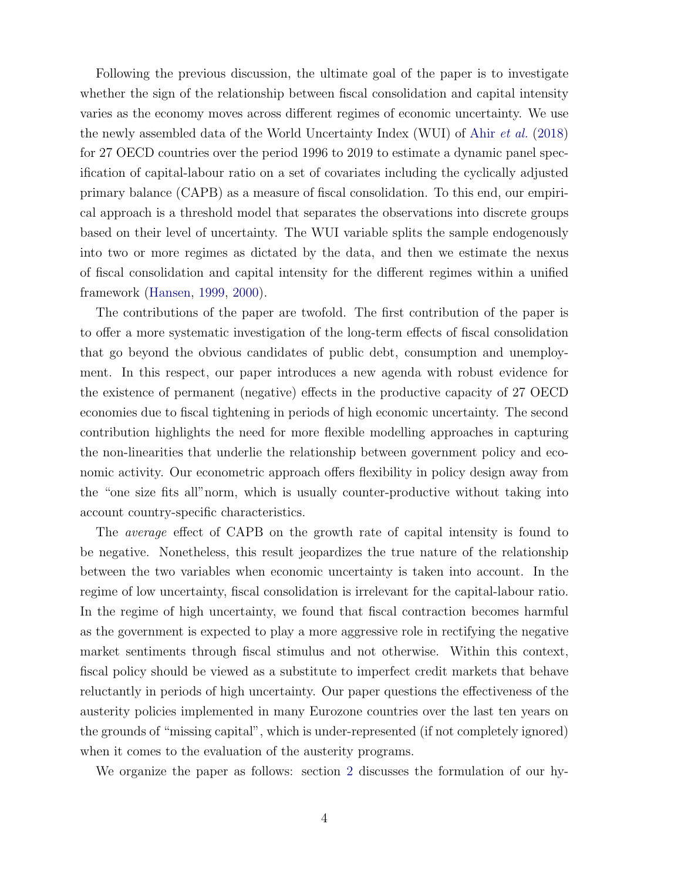Following the previous discussion, the ultimate goal of the paper is to investigate whether the sign of the relationship between fiscal consolidation and capital intensity varies as the economy moves across different regimes of economic uncertainty. We use the newly assembled data of the World Uncertainty Index (WUI) of Ahir *et al.* (2018) for 27 OECD countries over the period 1996 to 2019 to estimate a dynamic panel specification of capital-labour ratio on a set of covariates including the cyclically adjusted primary balance (CAPB) as a measure of fiscal consolidation. To this end, our empirical approach is a threshold model that separates the observations into discrete groups based on their level of uncertainty. The WUI variable splits the sample endogenously into two or more regimes as dictated by the data, and then we estimate the nexus of fiscal consolidation and capital intensity for the different regimes within a unified framework (Hansen, 1999, 2000).

The contributions of the paper are twofold. The first contribution of the paper is to offer a more systematic investigation of the long-term effects of fiscal consolidation that go beyond the obvious candidates of public debt, consumption and unemployment. In this respect, our paper introduces a new agenda with robust evidence for the existence of permanent (negative) effects in the productive capacity of 27 OECD economies due to fiscal tightening in periods of high economic uncertainty. The second contribution highlights the need for more flexible modelling approaches in capturing the non-linearities that underlie the relationship between government policy and economic activity. Our econometric approach offers flexibility in policy design away from the "one size fits all" norm, which is usually counter-productive without taking into account country-specific characteristics.

The *average* effect of CAPB on the growth rate of capital intensity is found to be negative. Nonetheless, this result jeopardizes the true nature of the relationship between the two variables when economic uncertainty is taken into account. In the regime of low uncertainty, fiscal consolidation is irrelevant for the capital-labour ratio. In the regime of high uncertainty, we found that fiscal contraction becomes harmful as the government is expected to play a more aggressive role in rectifying the negative market sentiments through fiscal stimulus and not otherwise. Within this context, fiscal policy should be viewed as a substitute to imperfect credit markets that behave reluctantly in periods of high uncertainty. Our paper questions the effectiveness of the austerity policies implemented in many Eurozone countries over the last ten years on the grounds of "missing capital", which is under-represented (if not completely ignored) when it comes to the evaluation of the austerity programs.

We organize the paper as follows: section 2 discusses the formulation of our hy-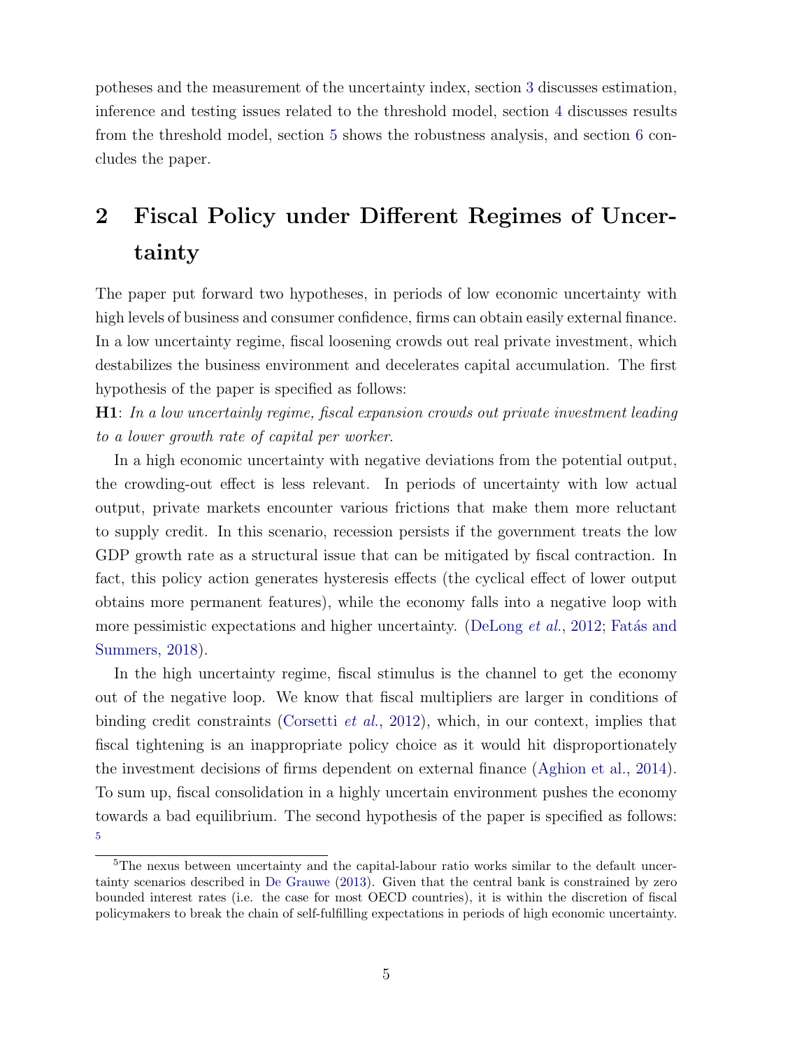potheses and the measurement of the uncertainty index, section 3 discusses estimation, inference and testing issues related to the threshold model, section 4 discusses results from the threshold model, section 5 shows the robustness analysis, and section 6 concludes the paper.

## 2 Fiscal Policy under Different Regimes of Uncertainty

The paper put forward two hypotheses, in periods of low economic uncertainty with high levels of business and consumer confidence, firms can obtain easily external finance. In a low uncertainty regime, fiscal loosening crowds out real private investment, which destabilizes the business environment and decelerates capital accumulation. The first hypothesis of the paper is specified as follows:

**H1**: *In a low uncertainly regime, fiscal expansion crowds out private investment leading to a lower growth rate of capital per worker.*

In a high economic uncertainty with negative deviations from the potential output, the crowding-out effect is less relevant. In periods of uncertainty with low actual output, private markets encounter various frictions that make them more reluctant to supply credit. In this scenario, recession persists if the government treats the low GDP growth rate as a structural issue that can be mitigated by fiscal contraction. In fact, this policy action generates hysteresis effects (the cyclical effect of lower output obtains more permanent features), while the economy falls into a negative loop with more pessimistic expectations and higher uncertainty. (DeLong *et al.*, 2012; Fatás and Summers, 2018).

In the high uncertainty regime, fiscal stimulus is the channel to get the economy out of the negative loop. We know that fiscal multipliers are larger in conditions of binding credit constraints (Corsetti *et al.*, 2012), which, in our context, implies that fiscal tightening is an inappropriate policy choice as it would hit disproportionately the investment decisions of firms dependent on external finance (Aghion et al., 2014). To sum up, fiscal consolidation in a highly uncertain environment pushes the economy towards a bad equilibrium. The second hypothesis of the paper is specified as follows: [5]

[5] The nexus between uncertainty and the capital-labour ratio works similar to the default uncertainty scenarios described in De Grauwe (2013). Given that the central bank is constrained by zero bounded interest rates (i.e. the case for most OECD countries), it is within the discretion of fiscal policymakers to break the chain of self-fulfilling expectations in periods of high economic uncertainty.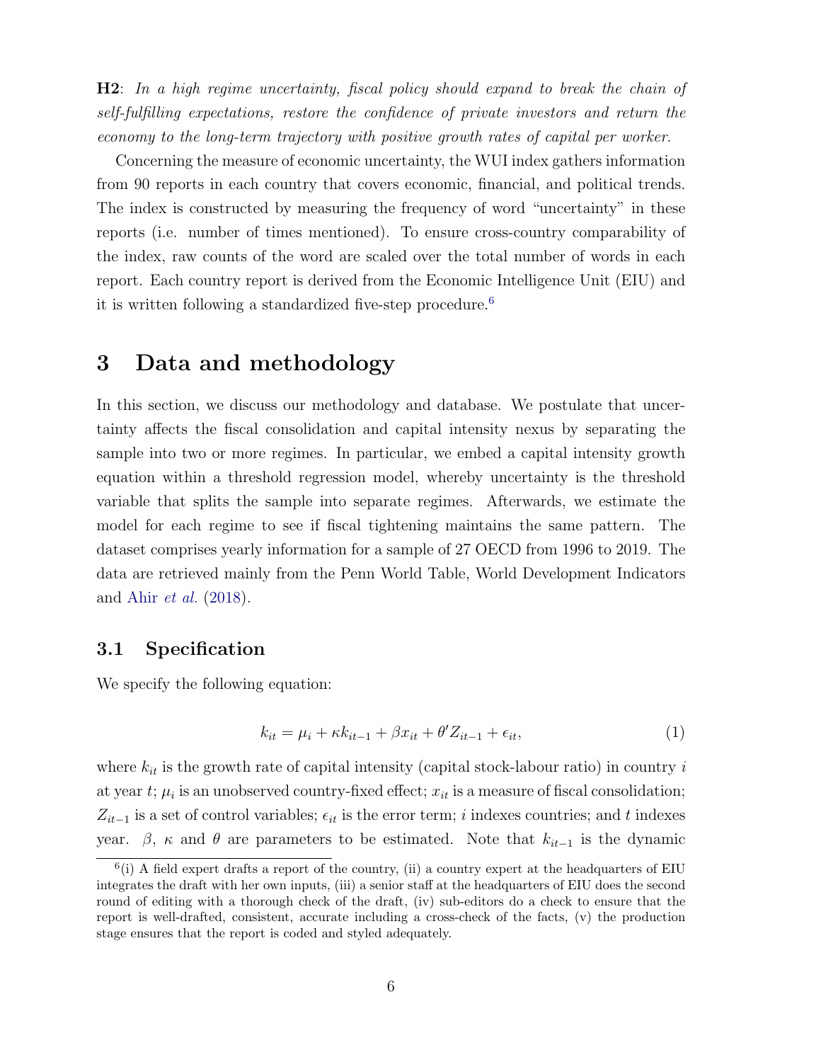**H2**: *In a high regime uncertainty, fiscal policy should expand to break the chain of self-fulfilling expectations, restore the confidence of private investors and return the economy to the long-term trajectory with positive growth rates of capital per worker.*

Concerning the measure of economic uncertainty, the WUI index gathers information from 90 reports in each country that covers economic, financial, and political trends. The index is constructed by measuring the frequency of word "uncertainty" in these reports (i.e. number of times mentioned). To ensure cross-country comparability of the index, raw counts of the word are scaled over the total number of words in each report. Each country report is derived from the Economic Intelligence Unit (EIU) and it is written following a standardized five-step procedure.[6]

# 3 Data and methodology

In this section, we discuss our methodology and database. We postulate that uncertainty affects the fiscal consolidation and capital intensity nexus by separating the sample into two or more regimes. In particular, we embed a capital intensity growth equation within a threshold regression model, whereby uncertainty is the threshold variable that splits the sample into separate regimes. Afterwards, we estimate the model for each regime to see if fiscal tightening maintains the same pattern. The dataset comprises yearly information for a sample of 27 OECD from 1996 to 2019. The data are retrieved mainly from the Penn World Table, World Development Indicators and Ahir *et al.* (2018).

## 3.1 Specification

We specify the following equation:

$$k_{it} = \mu_i + \kappa k_{it-1} + \beta x_{it} + \theta' Z_{it-1} + \epsilon_{it}, \tag{1}$$

where $k_{it}$ is the growth rate of capital intensity (capital stock-labour ratio) in country $i$ at year $t$; $\mu_i$ is an unobserved country-fixed effect; $x_{it}$ is a measure of fiscal consolidation; $Z_{it-1}$ is a set of control variables; $\epsilon_{it}$ is the error term; $i$ indexes countries; and $t$ indexes year. $\beta$, $\kappa$ and $\theta$ are parameters to be estimated. Note that $k_{it-1}$ is the dynamic

[6](i) A field expert drafts a report of the country, (ii) a country expert at the headquarters of EIU integrates the draft with her own inputs, (iii) a senior staff at the headquarters of EIU does the second round of editing with a thorough check of the draft, (iv) sub-editors do a check to ensure that the report is well-drafted, consistent, accurate including a cross-check of the facts, (v) the production stage ensures that the report is coded and styled adequately.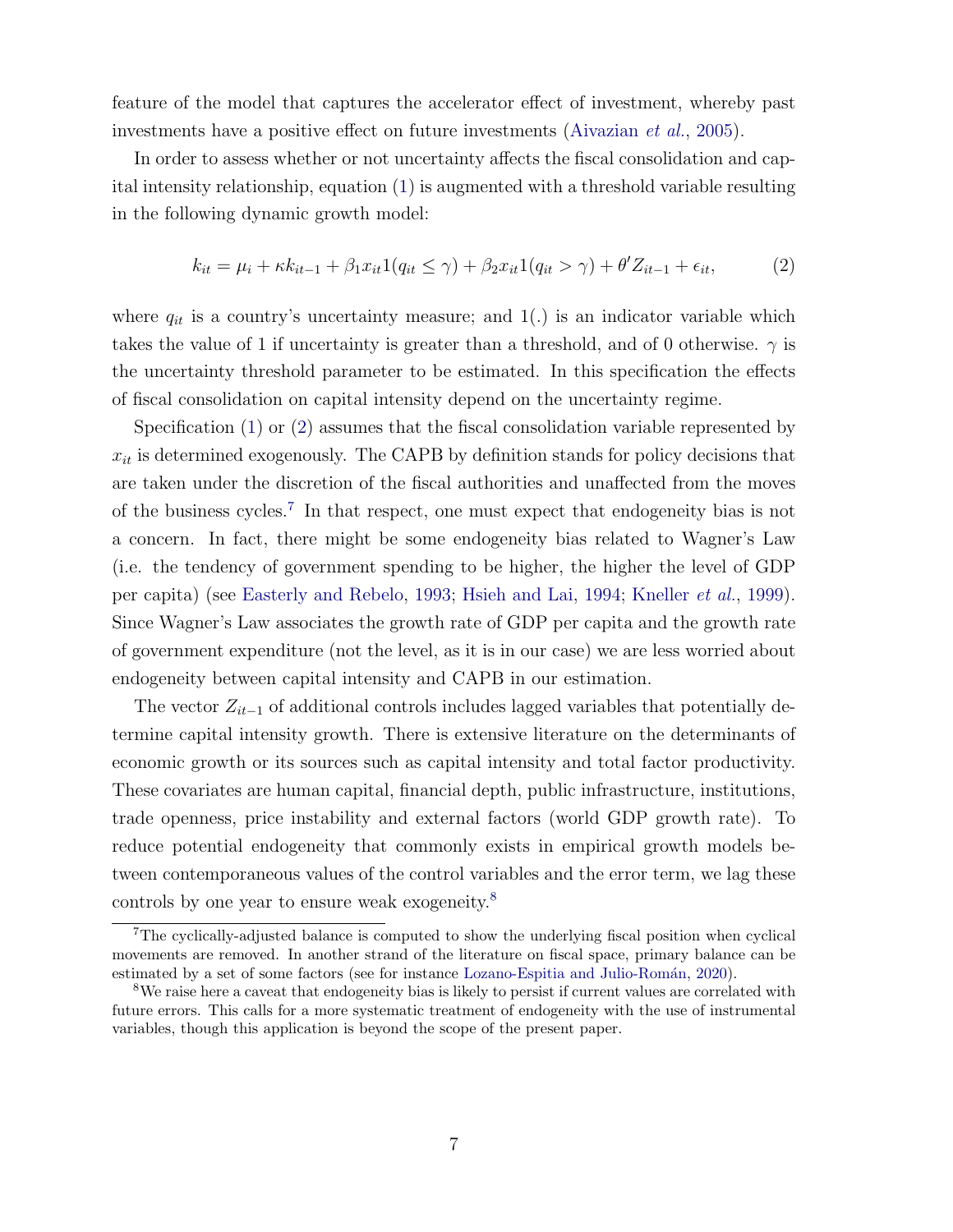feature of the model that captures the accelerator effect of investment, whereby past investments have a positive effect on future investments (Aivazian *et al.*, 2005).

In order to assess whether or not uncertainty affects the fiscal consolidation and capital intensity relationship, equation (1) is augmented with a threshold variable resulting in the following dynamic growth model:

$$k_{it} = \mu_i + \kappa k_{it-1} + \beta_1 x_{it} 1(q_{it} \leq \gamma) + \beta_2 x_{it} 1(q_{it} > \gamma) + \theta' Z_{it-1} + \epsilon_{it}, \tag{2}$$

where $q_{it}$ is a country's uncertainty measure; and $1(.)$ is an indicator variable which takes the value of 1 if uncertainty is greater than a threshold, and of 0 otherwise. $\gamma$ is the uncertainty threshold parameter to be estimated. In this specification the effects of fiscal consolidation on capital intensity depend on the uncertainty regime.

Specification (1) or (2) assumes that the fiscal consolidation variable represented by $x_{it}$ is determined exogenously. The CAPB by definition stands for policy decisions that are taken under the discretion of the fiscal authorities and unaffected from the moves of the business cycles.[7] In that respect, one must expect that endogeneity bias is not a concern. In fact, there might be some endogeneity bias related to Wagner's Law (i.e. the tendency of government spending to be higher, the higher the level of GDP per capita) (see Easterly and Rebelo, 1993; Hsieh and Lai, 1994; Kneller *et al.*, 1999). Since Wagner's Law associates the growth rate of GDP per capita and the growth rate of government expenditure (not the level, as it is in our case) we are less worried about endogeneity between capital intensity and CAPB in our estimation.

The vector $Z_{it-1}$ of additional controls includes lagged variables that potentially determine capital intensity growth. There is extensive literature on the determinants of economic growth or its sources such as capital intensity and total factor productivity. These covariates are human capital, financial depth, public infrastructure, institutions, trade openness, price instability and external factors (world GDP growth rate). To reduce potential endogeneity that commonly exists in empirical growth models between contemporaneous values of the control variables and the error term, we lag these controls by one year to ensure weak exogeneity.[8]

[7] The cyclically-adjusted balance is computed to show the underlying fiscal position when cyclical movements are removed. In another strand of the literature on fiscal space, primary balance can be estimated by a set of some factors (see for instance Lozano-Espitia and Julio-Román, 2020).

[8] We raise here a caveat that endogeneity bias is likely to persist if current values are correlated with future errors. This calls for a more systematic treatment of endogeneity with the use of instrumental variables, though this application is beyond the scope of the present paper.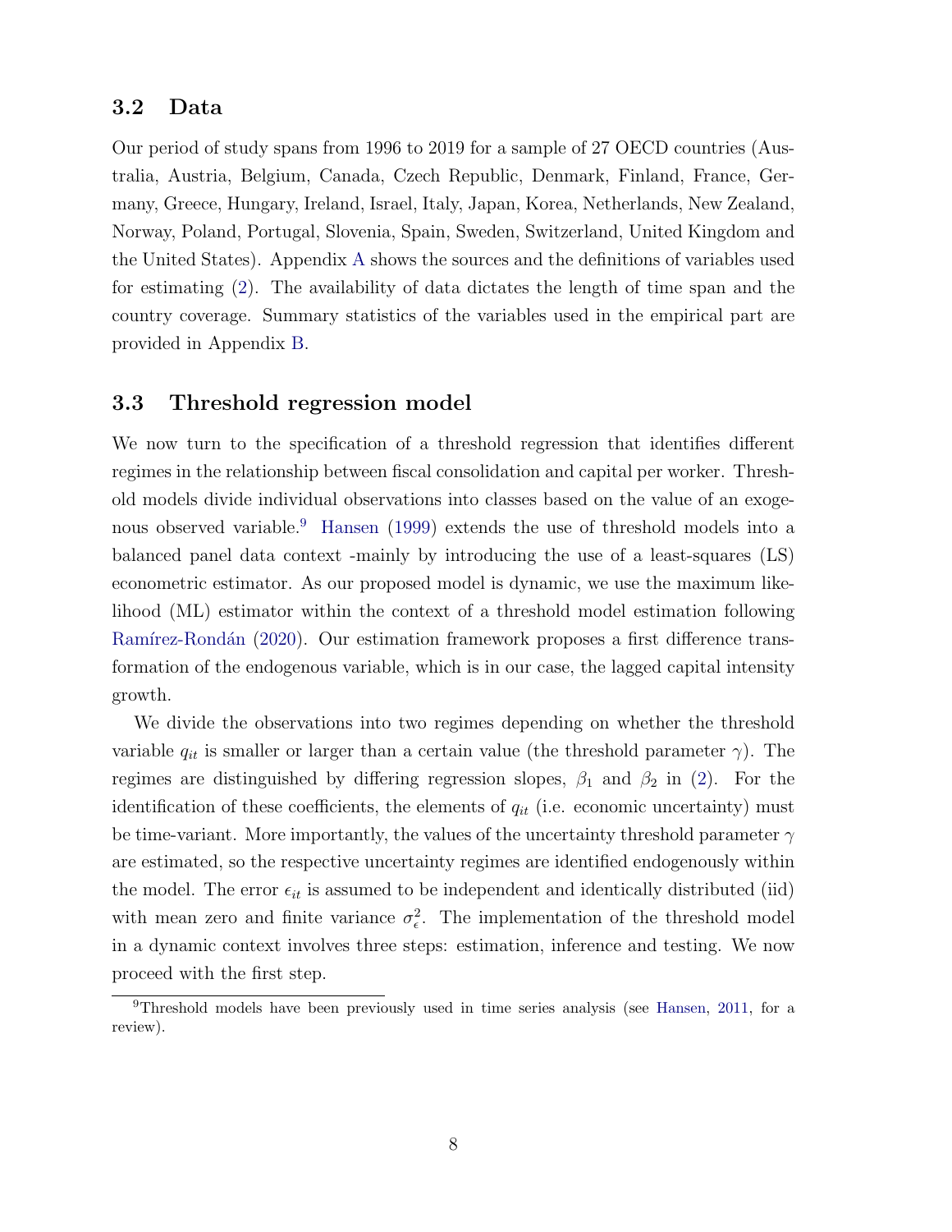### 3.2 Data

Our period of study spans from 1996 to 2019 for a sample of 27 OECD countries (Australia, Austria, Belgium, Canada, Czech Republic, Denmark, Finland, France, Germany, Greece, Hungary, Ireland, Israel, Italy, Japan, Korea, Netherlands, New Zealand, Norway, Poland, Portugal, Slovenia, Spain, Sweden, Switzerland, United Kingdom and the United States). Appendix A shows the sources and the definitions of variables used for estimating (2). The availability of data dictates the length of time span and the country coverage. Summary statistics of the variables used in the empirical part are provided in Appendix B.

### 3.3 Threshold regression model

We now turn to the specification of a threshold regression that identifies different regimes in the relationship between fiscal consolidation and capital per worker. Threshold models divide individual observations into classes based on the value of an exogenous observed variable.[9] Hansen (1999) extends the use of threshold models into a balanced panel data context -mainly by introducing the use of a least-squares (LS) econometric estimator. As our proposed model is dynamic, we use the maximum likelihood (ML) estimator within the context of a threshold model estimation following Ramírez-Rondán (2020). Our estimation framework proposes a first difference transformation of the endogenous variable, which is in our case, the lagged capital intensity growth.

We divide the observations into two regimes depending on whether the threshold variable $q_{it}$ is smaller or larger than a certain value (the threshold parameter $\gamma$). The regimes are distinguished by differing regression slopes, $\beta_1$ and $\beta_2$ in (2). For the identification of these coefficients, the elements of $q_{it}$ (i.e. economic uncertainty) must be time-variant. More importantly, the values of the uncertainty threshold parameter $\gamma$ are estimated, so the respective uncertainty regimes are identified endogenously within the model. The error $\epsilon_{it}$ is assumed to be independent and identically distributed (iid) with mean zero and finite variance $\sigma_\epsilon^2$. The implementation of the threshold model in a dynamic context involves three steps: estimation, inference and testing. We now proceed with the first step.

[9] Threshold models have been previously used in time series analysis (see Hansen, 2011, for a review).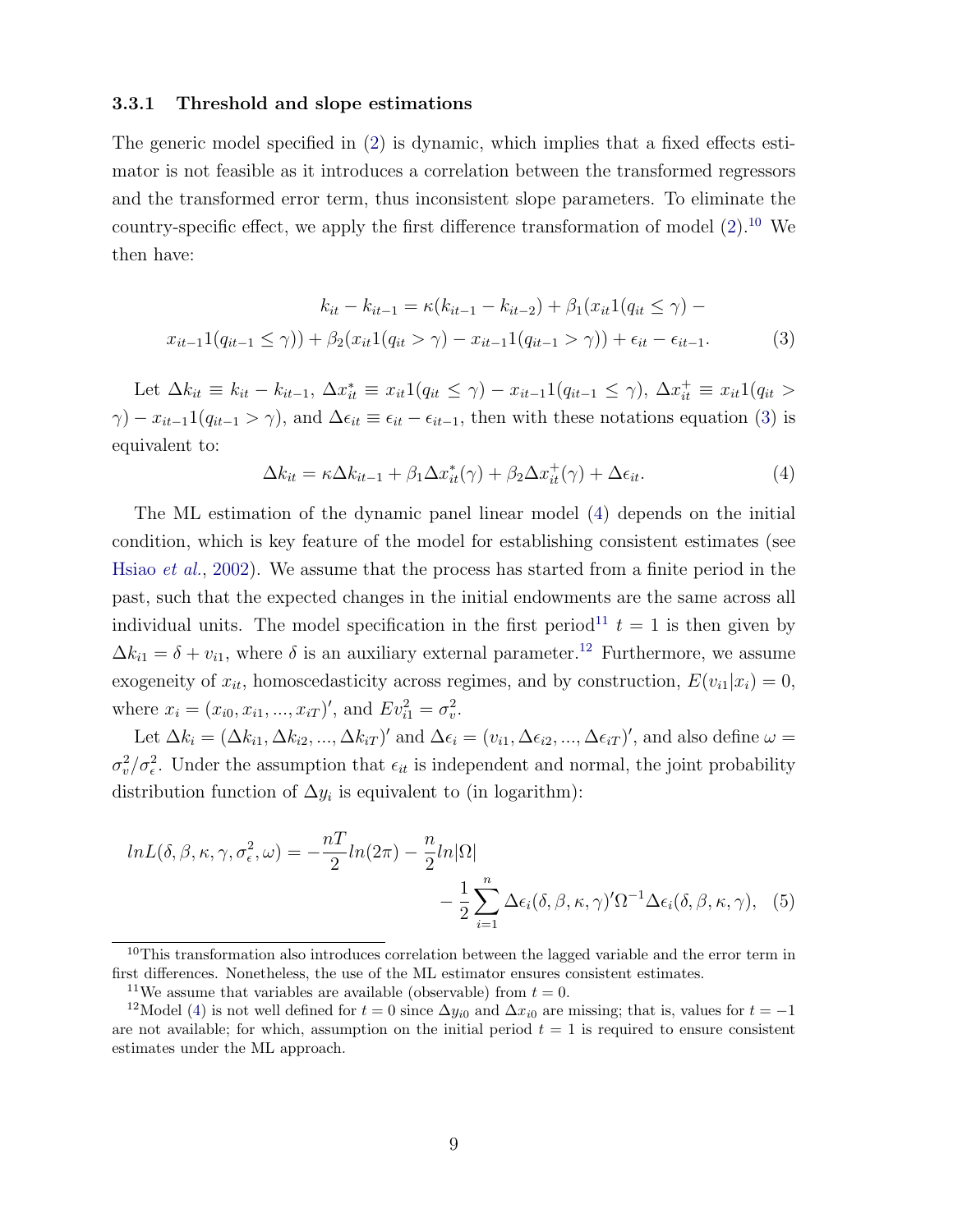#### 3.3.1 Threshold and slope estimations

The generic model specified in (2) is dynamic, which implies that a fixed effects estimator is not feasible as it introduces a correlation between the transformed regressors and the transformed error term, thus inconsistent slope parameters. To eliminate the country-specific effect, we apply the first difference transformation of model (2).[10] We then have:

$$
\begin{aligned}
k_{it} - k_{it-1} = \kappa(k_{it-1} - k_{it-2}) + \beta_1(x_{it}1(q_{it} \leq \gamma) - \\
x_{it-1}1(q_{it-1} \leq \gamma)) + \beta_2(x_{it}1(q_{it} > \gamma) - x_{it-1}1(q_{it-1} > \gamma)) + \epsilon_{it} - \epsilon_{it-1}. \quad (3)
\end{aligned}
$$

Let $\Delta k_{it} \equiv k_{it} - k_{it-1}$, $\Delta x^*_{it} \equiv x_{it}1(q_{it} \leq \gamma) - x_{it-1}1(q_{it-1} \leq \gamma)$, $\Delta x^+_{it} \equiv x_{it}1(q_{it} > \gamma) - x_{it-1}1(q_{it-1} > \gamma)$, and $\Delta\epsilon_{it} \equiv \epsilon_{it} - \epsilon_{it-1}$, then with these notations equation (3) is equivalent to:

$$
\Delta k_{it} = \kappa \Delta k_{it-1} + \beta_1 \Delta x^*_{it}(\gamma) + \beta_2 \Delta x^+_{it}(\gamma) + \Delta\epsilon_{it}. \quad (4)
$$

The ML estimation of the dynamic panel linear model (4) depends on the initial condition, which is key feature of the model for establishing consistent estimates (see Hsiao *et al.*, 2002). We assume that the process has started from a finite period in the past, such that the expected changes in the initial endowments are the same across all individual units. The model specification in the first period[11] $t = 1$ is then given by $\Delta k_{i1} = \delta + v_{i1}$, where $\delta$ is an auxiliary external parameter.[12] Furthermore, we assume exogeneity of $x_{it}$, homoscedasticity across regimes, and by construction, $E(v_{i1}|x_i) = 0$, where $x_i = (x_{i0}, x_{i1}, ..., x_{iT})'$, and $Ev^2_{i1} = \sigma^2_v$.

Let $\Delta k_i = (\Delta k_{i1}, \Delta k_{i2}, ..., \Delta k_{iT})'$ and $\Delta\epsilon_i = (v_{i1}, \Delta\epsilon_{i2}, ..., \Delta\epsilon_{iT})'$, and also define $\omega = \sigma^2_v/\sigma^2_\epsilon$. Under the assumption that $\epsilon_{it}$ is independent and normal, the joint probability distribution function of $\Delta y_i$ is equivalent to (in logarithm):

$$
\begin{aligned}
lnL(\delta, \beta, \kappa, \gamma, \sigma^2_\epsilon, \omega) = -\frac{nT}{2} ln(2\pi) - \frac{n}{2} ln|\Omega| \\
- \frac{1}{2}\sum_{i=1}^{n} \Delta\epsilon_i(\delta, \beta, \kappa, \gamma)'\Omega^{-1}\Delta\epsilon_i(\delta, \beta, \kappa, \gamma), \quad (5)
\end{aligned}
$$

---

[10] This transformation also introduces correlation between the lagged variable and the error term in first differences. Nonetheless, the use of the ML estimator ensures consistent estimates.

[11] We assume that variables are available (observable) from $t = 0$.

[12] Model (4) is not well defined for $t = 0$ since $\Delta y_{i0}$ and $\Delta x_{i0}$ are missing; that is, values for $t = -1$ are not available; for which, assumption on the initial period $t = 1$ is required to ensure consistent estimates under the ML approach.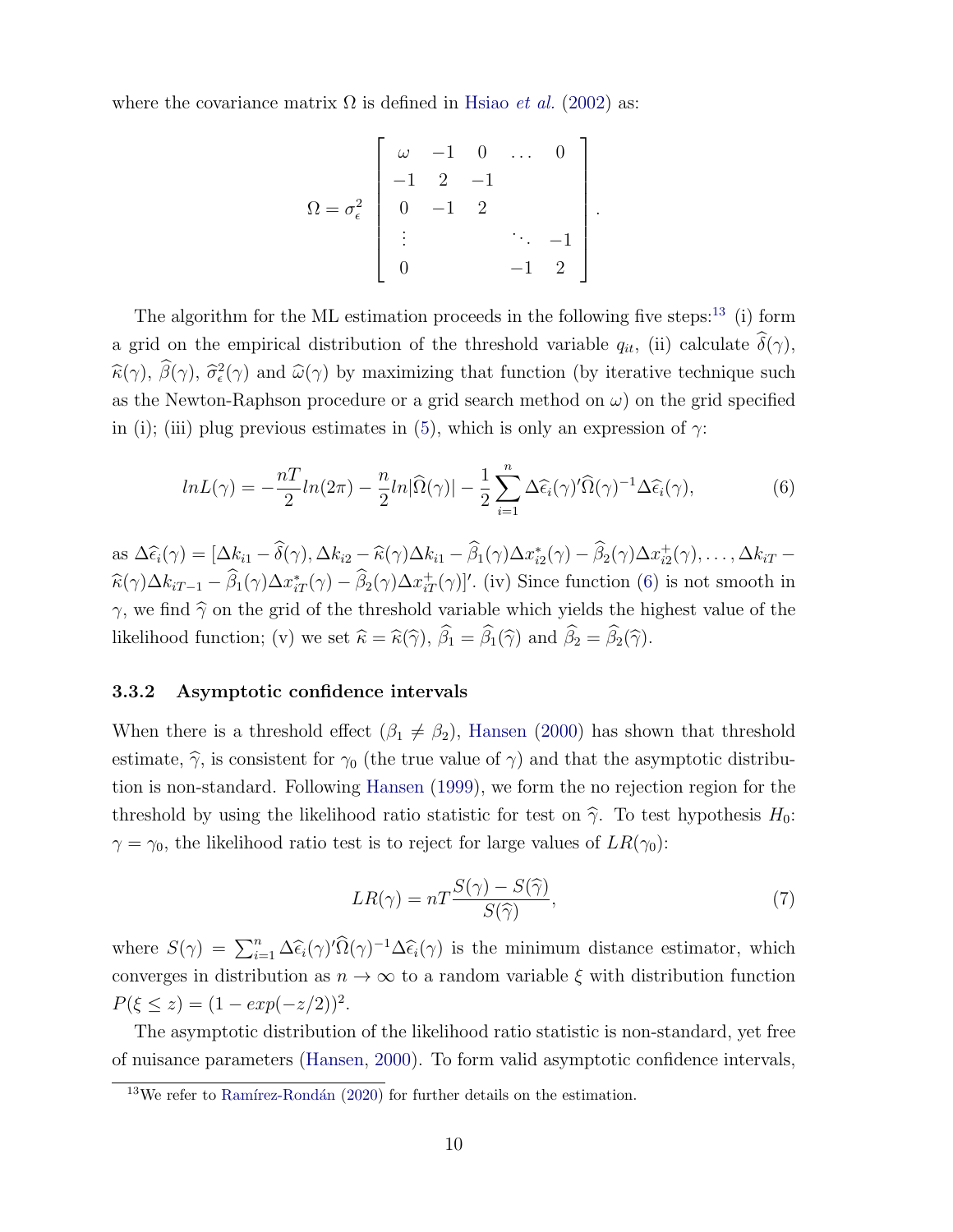where the covariance matrix $\Omega$ is defined in Hsiao *et al.* (2002) as:

$$\Omega = \sigma_\epsilon^2 \begin{bmatrix} \omega & -1 & 0 & \dots & 0 \\ -1 & 2 & -1 & & \\ 0 & -1 & 2 & & \\ \vdots & & & \ddots & -1 \\ 0 & & & -1 & 2 \end{bmatrix}.$$

The algorithm for the ML estimation proceeds in the following five steps:[13] (i) form a grid on the empirical distribution of the threshold variable $q_{it}$, (ii) calculate $\widehat{\delta}(\gamma)$, $\widehat{\kappa}(\gamma)$, $\widehat{\beta}(\gamma)$, $\widehat{\sigma}^2_\epsilon(\gamma)$ and $\widehat{\omega}(\gamma)$ by maximizing that function (by iterative technique such as the Newton-Raphson procedure or a grid search method on $\omega$) on the grid specified in (i); (iii) plug previous estimates in (5), which is only an expression of $\gamma$:

$$lnL(\gamma) = -\frac{nT}{2}ln(2\pi) - \frac{n}{2}ln|\widehat{\Omega}(\gamma)| - \frac{1}{2}\sum_{i=1}^{n} \Delta\widehat{\epsilon}_i(\gamma)'\widehat{\Omega}(\gamma)^{-1}\Delta\widehat{\epsilon}_i(\gamma), \tag{6}$$

as $\Delta\widehat{\epsilon}_i(\gamma) = [\Delta k_{i1} - \widehat{\delta}(\gamma), \Delta k_{i2} - \widehat{\kappa}(\gamma)\Delta k_{i1} - \widehat{\beta}_1(\gamma)\Delta x^*_{i2}(\gamma) - \widehat{\beta}_2(\gamma)\Delta x^+_{i2}(\gamma), \dots, \Delta k_{iT} - \widehat{\kappa}(\gamma)\Delta k_{iT-1} - \widehat{\beta}_1(\gamma)\Delta x^*_{iT}(\gamma) - \widehat{\beta}_2(\gamma)\Delta x^+_{iT}(\gamma)]'$. (iv) Since function (6) is not smooth in $\gamma$, we find $\widehat{\gamma}$ on the grid of the threshold variable which yields the highest value of the likelihood function; (v) we set $\widehat{\kappa} = \widehat{\kappa}(\widehat{\gamma})$, $\widehat{\beta}_1 = \widehat{\beta}_1(\widehat{\gamma})$ and $\widehat{\beta}_2 = \widehat{\beta}_2(\widehat{\gamma})$.

### 3.3.2 Asymptotic confidence intervals

When there is a threshold effect ($\beta_1 \neq \beta_2$), Hansen (2000) has shown that threshold estimate, $\widehat{\gamma}$, is consistent for $\gamma_0$ (the true value of $\gamma$) and that the asymptotic distribution is non-standard. Following Hansen (1999), we form the no rejection region for the threshold by using the likelihood ratio statistic for test on $\widehat{\gamma}$. To test hypothesis $H_0$: $\gamma = \gamma_0$, the likelihood ratio test is to reject for large values of $LR(\gamma_0)$:

$$LR(\gamma) = nT\frac{S(\gamma) - S(\widehat{\gamma})}{S(\widehat{\gamma})}, \tag{7}$$

where $S(\gamma) = \sum_{i=1}^{n} \Delta\widehat{\epsilon}_i(\gamma)'\widehat{\Omega}(\gamma)^{-1}\Delta\widehat{\epsilon}_i(\gamma)$ is the minimum distance estimator, which converges in distribution as $n \to \infty$ to a random variable $\xi$ with distribution function $P(\xi \leq z) = (1 - exp(-z/2))^2$.

The asymptotic distribution of the likelihood ratio statistic is non-standard, yet free of nuisance parameters (Hansen, 2000). To form valid asymptotic confidence intervals,

[13] We refer to Ramírez-Rondán (2020) for further details on the estimation.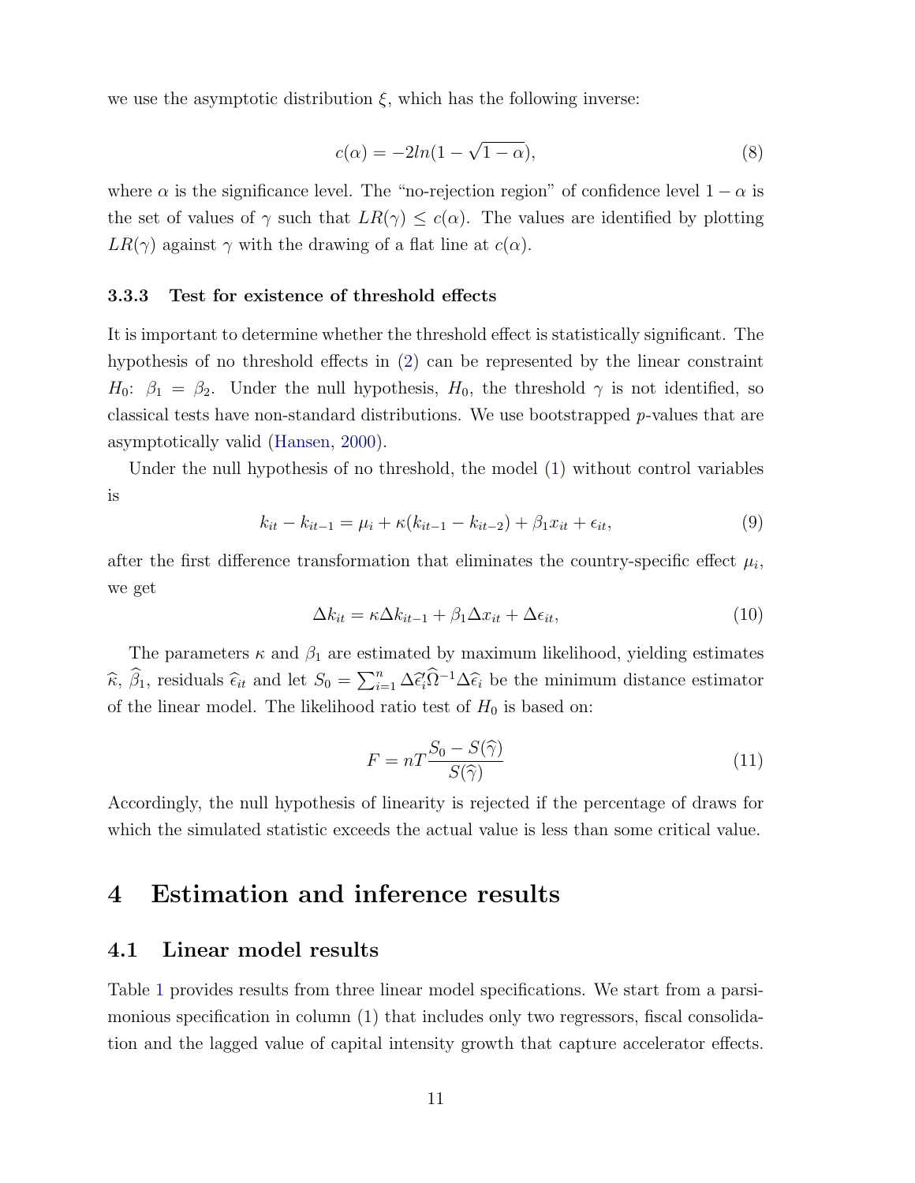we use the asymptotic distribution $\xi$, which has the following inverse:

$$c(\alpha) = -2ln(1 - \sqrt{1-\alpha}), \tag{8}$$

where $\alpha$ is the significance level. The "no-rejection region" of confidence level $1 - \alpha$ is the set of values of $\gamma$ such that $LR(\gamma) \leq c(\alpha)$. The values are identified by plotting $LR(\gamma)$ against $\gamma$ with the drawing of a flat line at $c(\alpha)$.

### 3.3.3 Test for existence of threshold effects

It is important to determine whether the threshold effect is statistically significant. The hypothesis of no threshold effects in (2) can be represented by the linear constraint $H_0$: $\beta_1 = \beta_2$. Under the null hypothesis, $H_0$, the threshold $\gamma$ is not identified, so classical tests have non-standard distributions. We use bootstrapped $p$-values that are asymptotically valid (Hansen, 2000).

Under the null hypothesis of no threshold, the model (1) without control variables is

$$k_{it} - k_{it-1} = \mu_i + \kappa(k_{it-1} - k_{it-2}) + \beta_1 x_{it} + \epsilon_{it}, \tag{9}$$

after the first difference transformation that eliminates the country-specific effect $\mu_i$, we get

$$\Delta k_{it} = \kappa \Delta k_{it-1} + \beta_1 \Delta x_{it} + \Delta\epsilon_{it}, \tag{10}$$

The parameters $\kappa$ and $\beta_1$ are estimated by maximum likelihood, yielding estimates $\widehat{\kappa}$, $\widehat{\beta}_1$, residuals $\widehat{\epsilon}_{it}$ and let $S_0 = \sum_{i=1}^{n} \Delta\widehat{\epsilon}_i' \widehat{\Omega}^{-1} \Delta\widehat{\epsilon}_i$ be the minimum distance estimator of the linear model. The likelihood ratio test of $H_0$ is based on:

$$F = nT \frac{S_0 - S(\widehat{\gamma})}{S(\widehat{\gamma})} \tag{11}$$

Accordingly, the null hypothesis of linearity is rejected if the percentage of draws for which the simulated statistic exceeds the actual value is less than some critical value.

# 4 Estimation and inference results

## 4.1 Linear model results

Table 1 provides results from three linear model specifications. We start from a parsimonious specification in column (1) that includes only two regressors, fiscal consolidation and the lagged value of capital intensity growth that capture accelerator effects.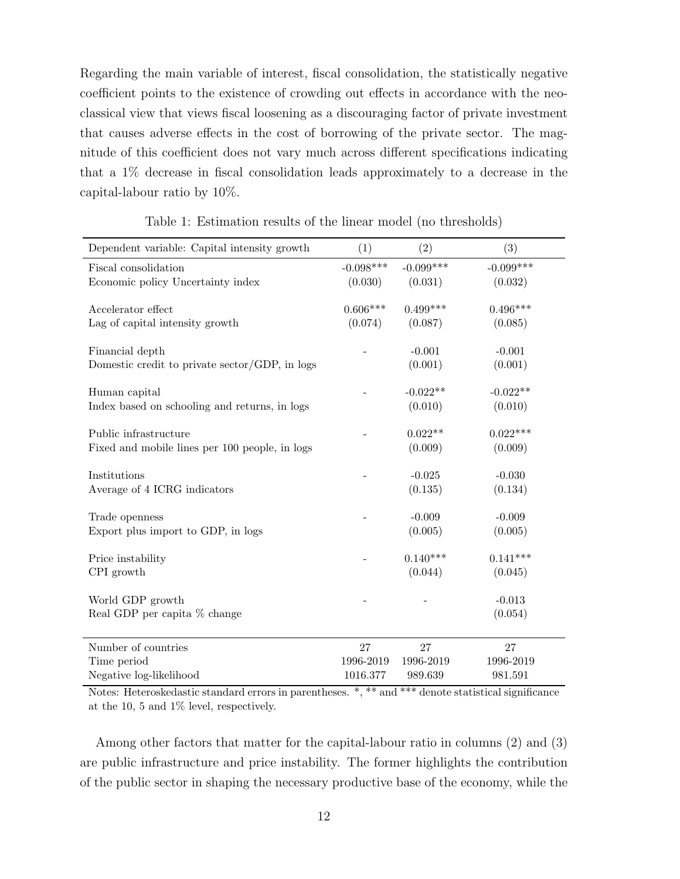Regarding the main variable of interest, fiscal consolidation, the statistically negative coefficient points to the existence of crowding out effects in accordance with the neo-classical view that views fiscal loosening as a discouraging factor of private investment that causes adverse effects in the cost of borrowing of the private sector. The magnitude of this coefficient does not vary much across different specifications indicating that a 1% decrease in fiscal consolidation leads approximately to a decrease in the capital-labour ratio by 10%.

Table 1: Estimation results of the linear model (no thresholds)

| Dependent variable: Capital intensity growth | (1) | (2) | (3) |
|---|---|---|---|
| Fiscal consolidation | -0.098*** | -0.099*** | -0.099*** |
| Economic policy Uncertainty index | (0.030) | (0.031) | (0.032) |
| Accelerator effect | 0.606*** | 0.499*** | 0.496*** |
| Lag of capital intensity growth | (0.074) | (0.087) | (0.085) |
| Financial depth | - | -0.001 | -0.001 |
| Domestic credit to private sector/GDP, in logs | | (0.001) | (0.001) |
| Human capital | - | -0.022** | -0.022** |
| Index based on schooling and returns, in logs | | (0.010) | (0.010) |
| Public infrastructure | - | 0.022** | 0.022*** |
| Fixed and mobile lines per 100 people, in logs | | (0.009) | (0.009) |
| Institutions | - | -0.025 | -0.030 |
| Average of 4 ICRG indicators | | (0.135) | (0.134) |
| Trade openness | - | -0.009 | -0.009 |
| Export plus import to GDP, in logs | | (0.005) | (0.005) |
| Price instability | - | 0.140*** | 0.141*** |
| CPI growth | | (0.044) | (0.045) |
| World GDP growth | - | - | -0.013 |
| Real GDP per capita % change | | | (0.054) |
| Number of countries | 27 | 27 | 27 |
| Time period | 1996-2019 | 1996-2019 | 1996-2019 |
| Negative log-likelihood | 1016.377 | 989.639 | 981.591 |

Notes: Heteroskedastic standard errors in parentheses. *, ** and *** denote statistical significance at the 10, 5 and 1% level, respectively.

Among other factors that matter for the capital-labour ratio in columns (2) and (3) are public infrastructure and price instability. The former highlights the contribution of the public sector in shaping the necessary productive base of the economy, while the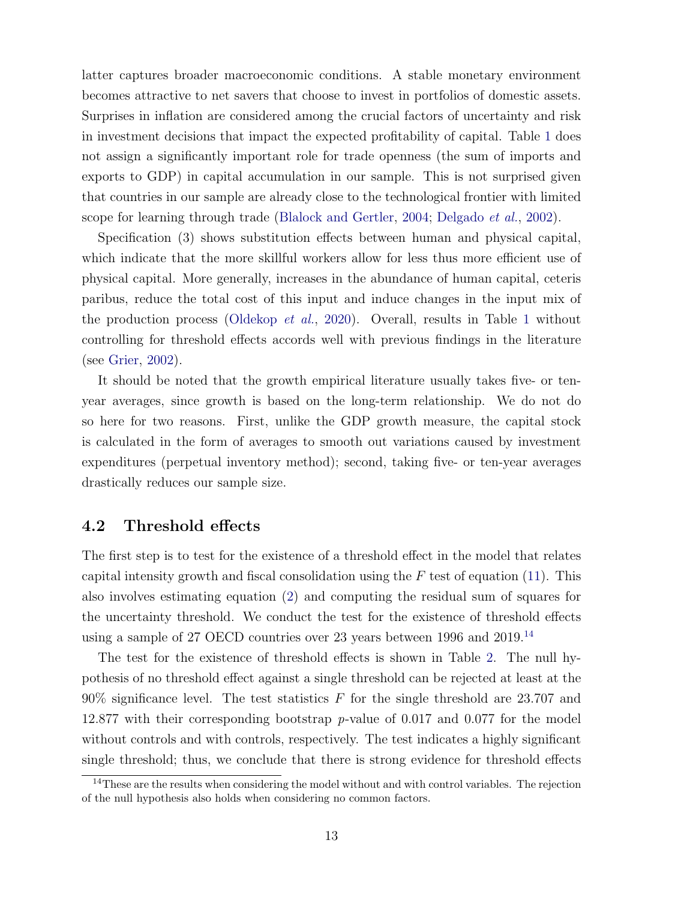latter captures broader macroeconomic conditions. A stable monetary environment becomes attractive to net savers that choose to invest in portfolios of domestic assets. Surprises in inflation are considered among the crucial factors of uncertainty and risk in investment decisions that impact the expected profitability of capital. Table 1 does not assign a significantly important role for trade openness (the sum of imports and exports to GDP) in capital accumulation in our sample. This is not surprised given that countries in our sample are already close to the technological frontier with limited scope for learning through trade (Blalock and Gertler, 2004; Delgado *et al.*, 2002).

Specification (3) shows substitution effects between human and physical capital, which indicate that the more skillful workers allow for less thus more efficient use of physical capital. More generally, increases in the abundance of human capital, ceteris paribus, reduce the total cost of this input and induce changes in the input mix of the production process (Oldekop *et al.*, 2020). Overall, results in Table 1 without controlling for threshold effects accords well with previous findings in the literature (see Grier, 2002).

It should be noted that the growth empirical literature usually takes five- or ten-year averages, since growth is based on the long-term relationship. We do not do so here for two reasons. First, unlike the GDP growth measure, the capital stock is calculated in the form of averages to smooth out variations caused by investment expenditures (perpetual inventory method); second, taking five- or ten-year averages drastically reduces our sample size.

## 4.2 Threshold effects

The first step is to test for the existence of a threshold effect in the model that relates capital intensity growth and fiscal consolidation using the $F$ test of equation (11). This also involves estimating equation (2) and computing the residual sum of squares for the uncertainty threshold. We conduct the test for the existence of threshold effects using a sample of 27 OECD countries over 23 years between 1996 and 2019.[14]

The test for the existence of threshold effects is shown in Table 2. The null hypothesis of no threshold effect against a single threshold can be rejected at least at the 90% significance level. The test statistics $F$ for the single threshold are 23.707 and 12.877 with their corresponding bootstrap $p$-value of 0.017 and 0.077 for the model without controls and with controls, respectively. The test indicates a highly significant single threshold; thus, we conclude that there is strong evidence for threshold effects

[14]These are the results when considering the model without and with control variables. The rejection of the null hypothesis also holds when considering no common factors.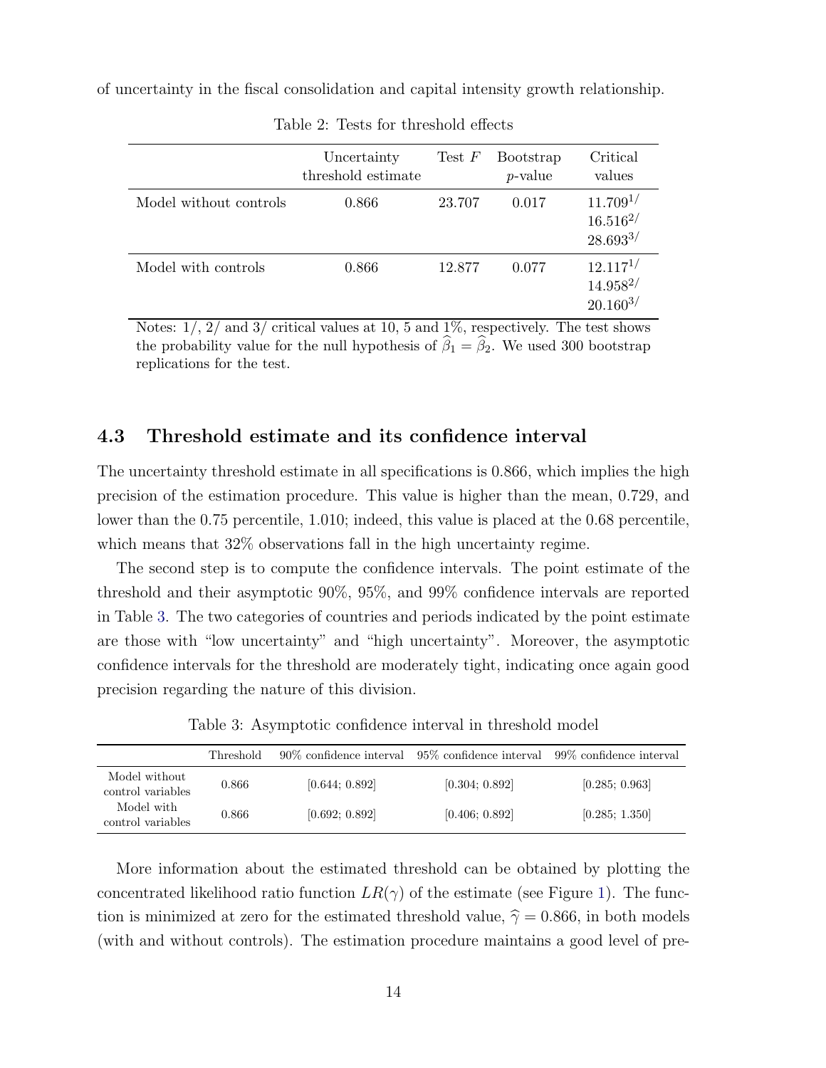of uncertainty in the fiscal consolidation and capital intensity growth relationship.

Table 2: Tests for threshold effects

| | Uncertainty threshold estimate | Test $F$ | Bootstrap $p$-value | Critical values |
|---|---|---|---|---|
| Model without controls | 0.866 | 23.707 | 0.017 | 11.709[1/] <br> 16.516[2/] <br> 28.693[3/] |
| Model with controls | 0.866 | 12.877 | 0.077 | 12.117[1/] <br> 14.958[2/] <br> 20.160[3/] |

Notes: 1/, 2/ and 3/ critical values at 10, 5 and 1%, respectively. The test shows the probability value for the null hypothesis of $\widehat{\beta}_1 = \widehat{\beta}_2$. We used 300 bootstrap replications for the test.

## 4.3 Threshold estimate and its confidence interval

The uncertainty threshold estimate in all specifications is 0.866, which implies the high precision of the estimation procedure. This value is higher than the mean, 0.729, and lower than the 0.75 percentile, 1.010; indeed, this value is placed at the 0.68 percentile, which means that 32% observations fall in the high uncertainty regime.

The second step is to compute the confidence intervals. The point estimate of the threshold and their asymptotic 90%, 95%, and 99% confidence intervals are reported in Table 3. The two categories of countries and periods indicated by the point estimate are those with "low uncertainty" and "high uncertainty". Moreover, the asymptotic confidence intervals for the threshold are moderately tight, indicating once again good precision regarding the nature of this division.

Table 3: Asymptotic confidence interval in threshold model

| | Threshold | 90% confidence interval | 95% confidence interval | 99% confidence interval |
|---|---|---|---|---|
| Model without control variables | 0.866 | [0.644; 0.892] | [0.304; 0.892] | [0.285; 0.963] |
| Model with control variables | 0.866 | [0.692; 0.892] | [0.406; 0.892] | [0.285; 1.350] |

More information about the estimated threshold can be obtained by plotting the concentrated likelihood ratio function $LR(\gamma)$ of the estimate (see Figure 1). The function is minimized at zero for the estimated threshold value, $\widehat{\gamma} = 0.866$, in both models (with and without controls). The estimation procedure maintains a good level of pre-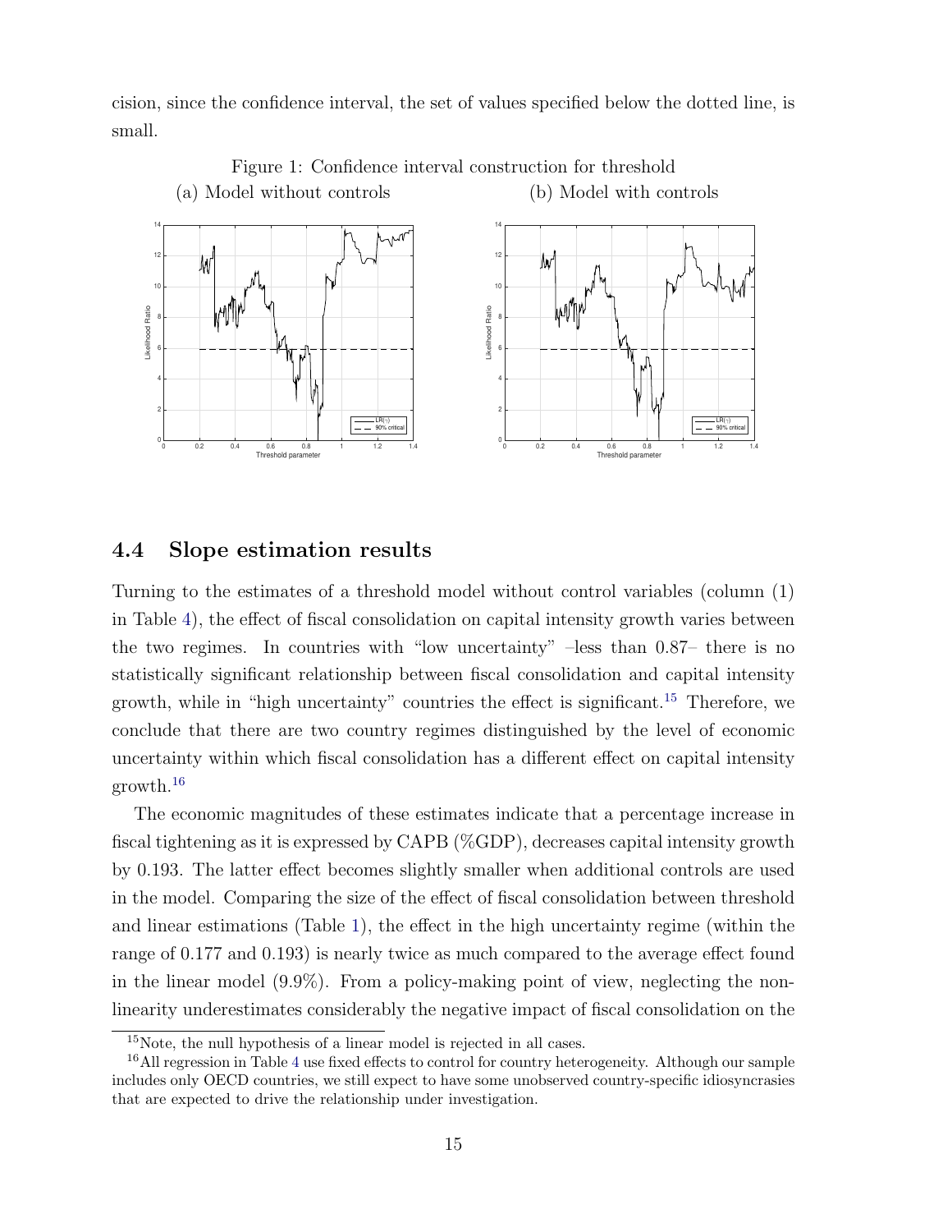cision, since the confidence interval, the set of values specified below the dotted line, is small.

Figure 1: Confidence interval construction for threshold

(a) Model without controls

(b) Model with controls

## 4.4 Slope estimation results

Turning to the estimates of a threshold model without control variables (column (1) in Table 4), the effect of fiscal consolidation on capital intensity growth varies between the two regimes. In countries with "low uncertainty" –less than 0.87– there is no statistically significant relationship between fiscal consolidation and capital intensity growth, while in "high uncertainty" countries the effect is significant.[15] Therefore, we conclude that there are two country regimes distinguished by the level of economic uncertainty within which fiscal consolidation has a different effect on capital intensity growth.[16]

The economic magnitudes of these estimates indicate that a percentage increase in fiscal tightening as it is expressed by CAPB (%GDP), decreases capital intensity growth by 0.193. The latter effect becomes slightly smaller when additional controls are used in the model. Comparing the size of the effect of fiscal consolidation between threshold and linear estimations (Table 1), the effect in the high uncertainty regime (within the range of 0.177 and 0.193) is nearly twice as much compared to the average effect found in the linear model (9.9%). From a policy-making point of view, neglecting the non-linearity underestimates considerably the negative impact of fiscal consolidation on the

[15]Note, the null hypothesis of a linear model is rejected in all cases.

[16]All regression in Table 4 use fixed effects to control for country heterogeneity. Although our sample includes only OECD countries, we still expect to have some unobserved country-specific idiosyncrasies that are expected to drive the relationship under investigation.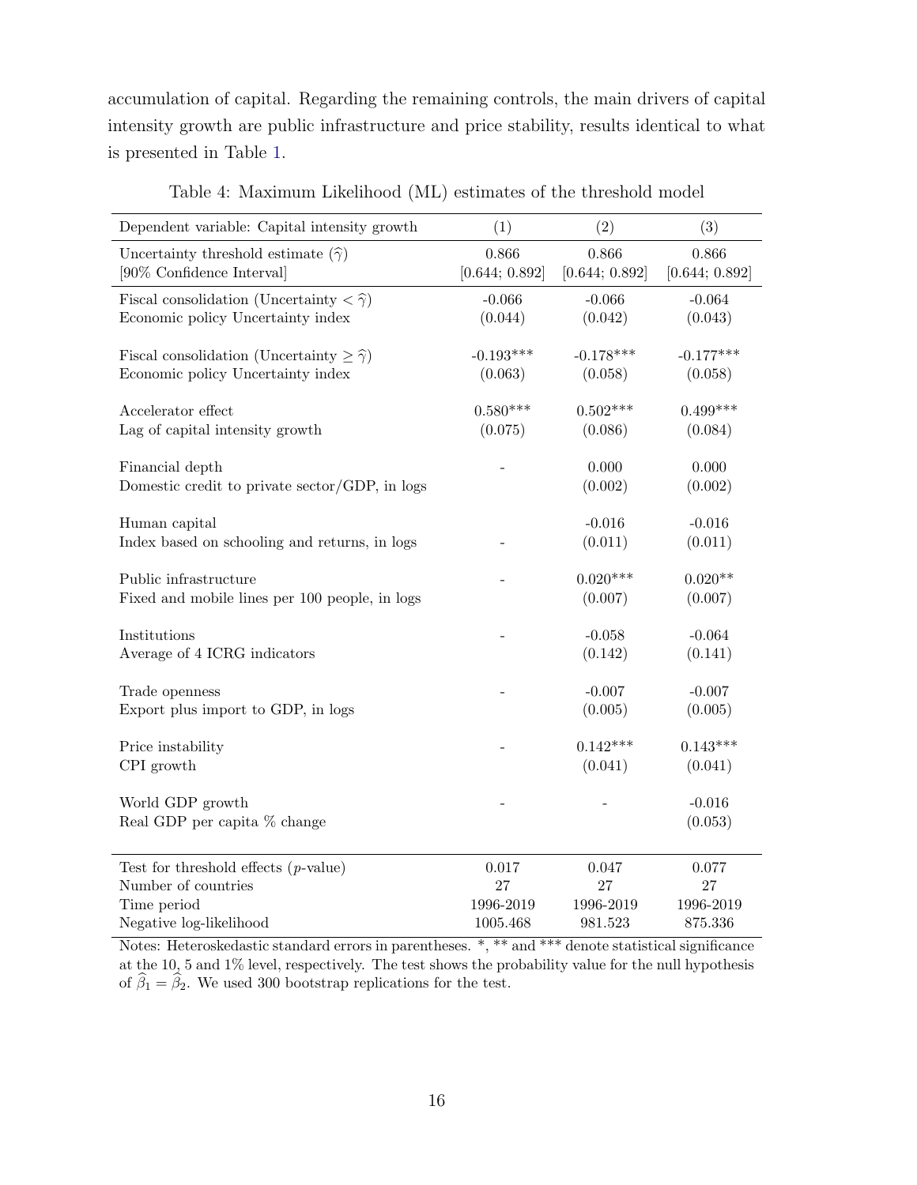accumulation of capital. Regarding the remaining controls, the main drivers of capital intensity growth are public infrastructure and price stability, results identical to what is presented in Table 1.

Table 4: Maximum Likelihood (ML) estimates of the threshold model

| Dependent variable: Capital intensity growth | (1) | (2) | (3) |
|---|---|---|---|
| Uncertainty threshold estimate ($\widehat{\gamma}$) | 0.866 | 0.866 | 0.866 |
| [90% Confidence Interval] | [0.644; 0.892] | [0.644; 0.892] | [0.644; 0.892] |
| Fiscal consolidation (Uncertainty $< \widehat{\gamma}$) | -0.066 | -0.066 | -0.064 |
| Economic policy Uncertainty index | (0.044) | (0.042) | (0.043) |
| Fiscal consolidation (Uncertainty $\geq \widehat{\gamma}$) | -0.193*** | -0.178*** | -0.177*** |
| Economic policy Uncertainty index | (0.063) | (0.058) | (0.058) |
| Accelerator effect | 0.580*** | 0.502*** | 0.499*** |
| Lag of capital intensity growth | (0.075) | (0.086) | (0.084) |
| Financial depth | - | 0.000 | 0.000 |
| Domestic credit to private sector/GDP, in logs | | (0.002) | (0.002) |
| Human capital | | -0.016 | -0.016 |
| Index based on schooling and returns, in logs | - | (0.011) | (0.011) |
| Public infrastructure | - | 0.020*** | 0.020** |
| Fixed and mobile lines per 100 people, in logs | | (0.007) | (0.007) |
| Institutions | - | -0.058 | -0.064 |
| Average of 4 ICRG indicators | | (0.142) | (0.141) |
| Trade openness | - | -0.007 | -0.007 |
| Export plus import to GDP, in logs | | (0.005) | (0.005) |
| Price instability | - | 0.142*** | 0.143*** |
| CPI growth | | (0.041) | (0.041) |
| World GDP growth | - | - | -0.016 |
| Real GDP per capita % change | | | (0.053) |
| Test for threshold effects ($p$-value) | 0.017 | 0.047 | 0.077 |
| Number of countries | 27 | 27 | 27 |
| Time period | 1996-2019 | 1996-2019 | 1996-2019 |
| Negative log-likelihood | 1005.468 | 981.523 | 875.336 |

Notes: Heteroskedastic standard errors in parentheses. *, ** and *** denote statistical significance at the 10, 5 and 1% level, respectively. The test shows the probability value for the null hypothesis of $\widehat{\beta}_1 = \widehat{\beta}_2$. We used 300 bootstrap replications for the test.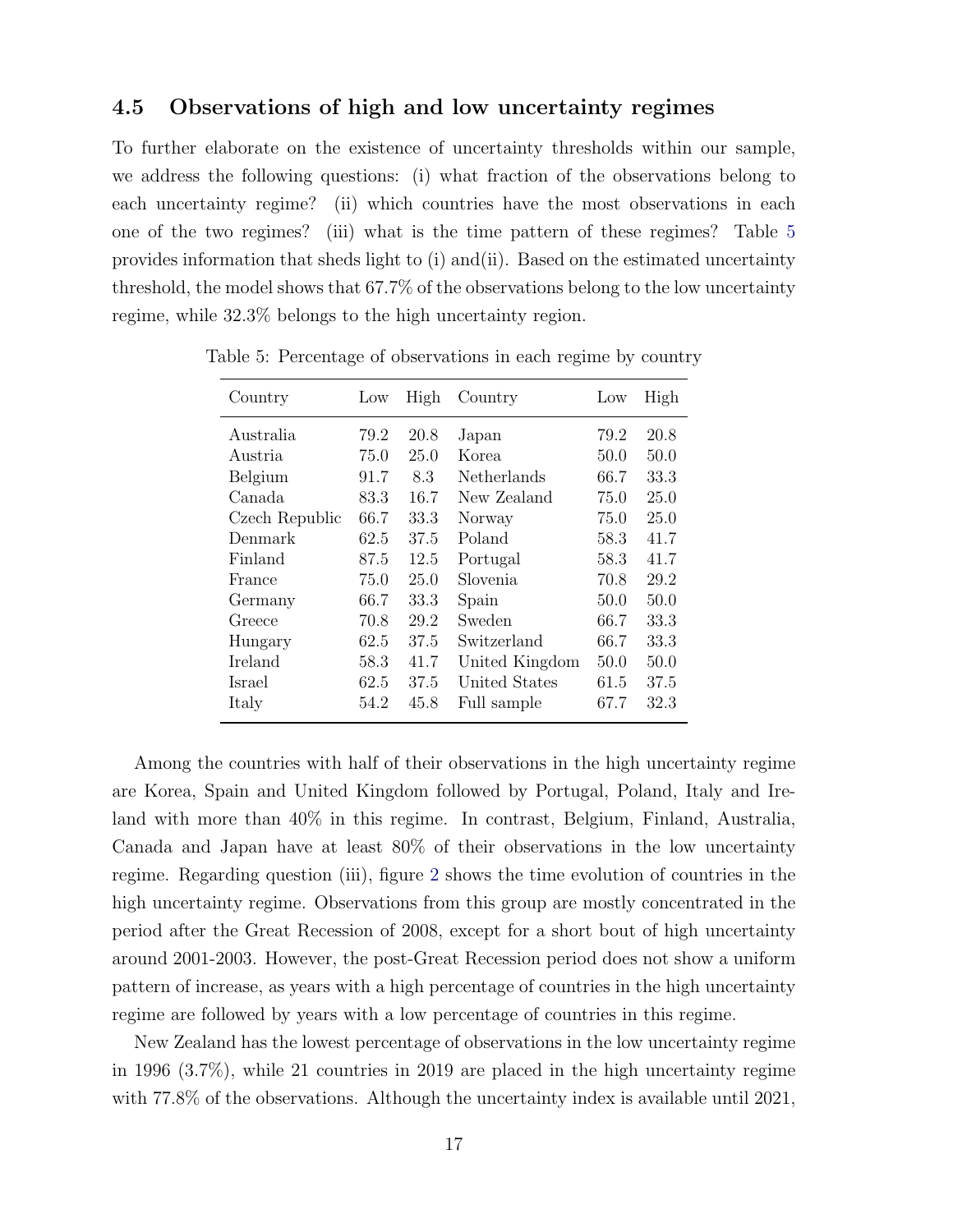### 4.5 Observations of high and low uncertainty regimes

To further elaborate on the existence of uncertainty thresholds within our sample, we address the following questions: (i) what fraction of the observations belong to each uncertainty regime? (ii) which countries have the most observations in each one of the two regimes? (iii) what is the time pattern of these regimes? Table 5 provides information that sheds light to (i) and(ii). Based on the estimated uncertainty threshold, the model shows that 67.7% of the observations belong to the low uncertainty regime, while 32.3% belongs to the high uncertainty region.

Table 5: Percentage of observations in each regime by country

| Country | Low | High | Country | Low | High |
|---|---|---|---|---|---|
| Australia | 79.2 | 20.8 | Japan | 79.2 | 20.8 |
| Austria | 75.0 | 25.0 | Korea | 50.0 | 50.0 |
| Belgium | 91.7 | 8.3 | Netherlands | 66.7 | 33.3 |
| Canada | 83.3 | 16.7 | New Zealand | 75.0 | 25.0 |
| Czech Republic | 66.7 | 33.3 | Norway | 75.0 | 25.0 |
| Denmark | 62.5 | 37.5 | Poland | 58.3 | 41.7 |
| Finland | 87.5 | 12.5 | Portugal | 58.3 | 41.7 |
| France | 75.0 | 25.0 | Slovenia | 70.8 | 29.2 |
| Germany | 66.7 | 33.3 | Spain | 50.0 | 50.0 |
| Greece | 70.8 | 29.2 | Sweden | 66.7 | 33.3 |
| Hungary | 62.5 | 37.5 | Switzerland | 66.7 | 33.3 |
| Ireland | 58.3 | 41.7 | United Kingdom | 50.0 | 50.0 |
| Israel | 62.5 | 37.5 | United States | 61.5 | 37.5 |
| Italy | 54.2 | 45.8 | Full sample | 67.7 | 32.3 |

Among the countries with half of their observations in the high uncertainty regime are Korea, Spain and United Kingdom followed by Portugal, Poland, Italy and Ireland with more than 40% in this regime. In contrast, Belgium, Finland, Australia, Canada and Japan have at least 80% of their observations in the low uncertainty regime. Regarding question (iii), figure 2 shows the time evolution of countries in the high uncertainty regime. Observations from this group are mostly concentrated in the period after the Great Recession of 2008, except for a short bout of high uncertainty around 2001-2003. However, the post-Great Recession period does not show a uniform pattern of increase, as years with a high percentage of countries in the high uncertainty regime are followed by years with a low percentage of countries in this regime.

New Zealand has the lowest percentage of observations in the low uncertainty regime in 1996 (3.7%), while 21 countries in 2019 are placed in the high uncertainty regime with 77.8% of the observations. Although the uncertainty index is available until 2021,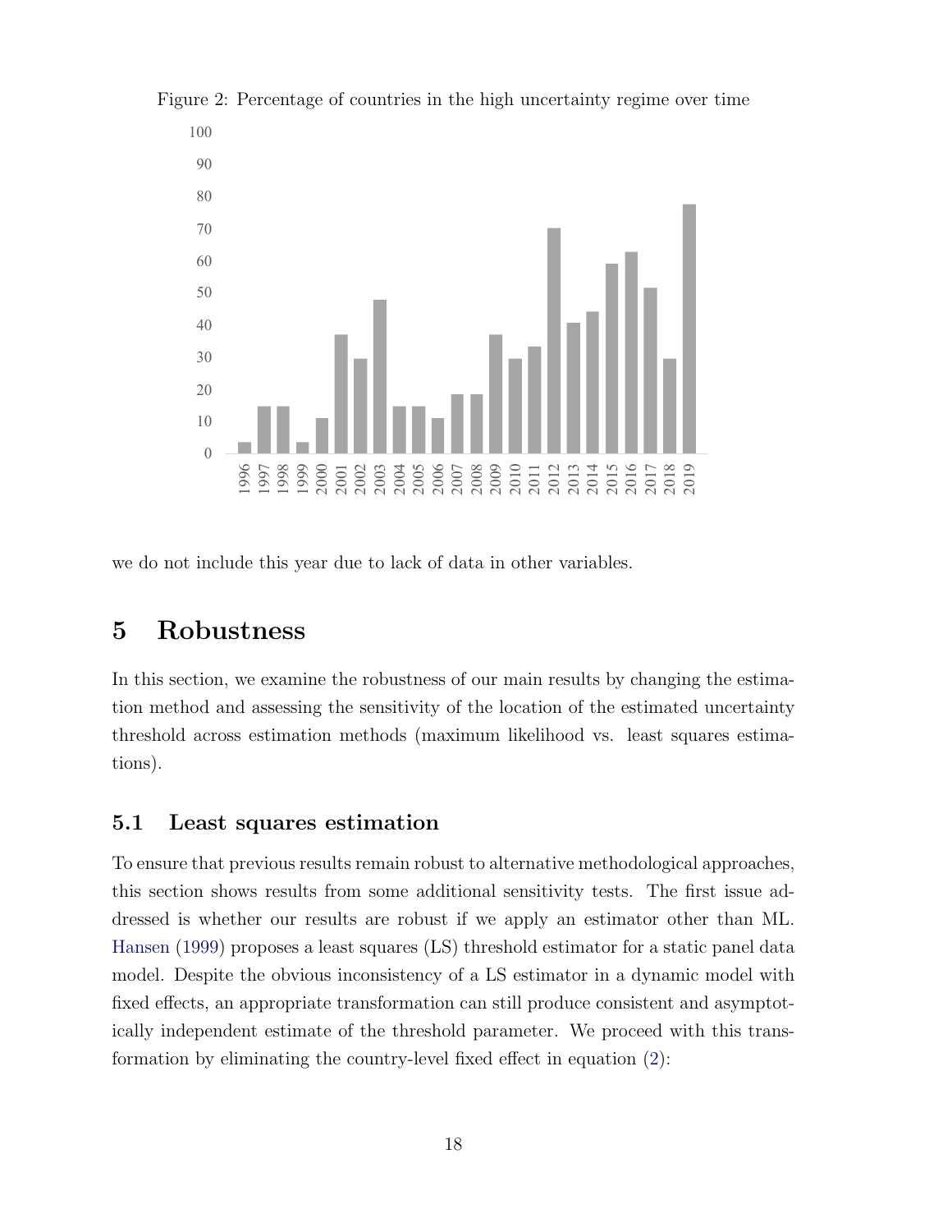Figure 2: Percentage of countries in the high uncertainty regime over time

we do not include this year due to lack of data in other variables.

# 5 Robustness

In this section, we examine the robustness of our main results by changing the estimation method and assessing the sensitivity of the location of the estimated uncertainty threshold across estimation methods (maximum likelihood vs. least squares estimations).

## 5.1 Least squares estimation

To ensure that previous results remain robust to alternative methodological approaches, this section shows results from some additional sensitivity tests. The first issue addressed is whether our results are robust if we apply an estimator other than ML. Hansen (1999) proposes a least squares (LS) threshold estimator for a static panel data model. Despite the obvious inconsistency of a LS estimator in a dynamic model with fixed effects, an appropriate transformation can still produce consistent and asymptotically independent estimate of the threshold parameter. We proceed with this transformation by eliminating the country-level fixed effect in equation (2):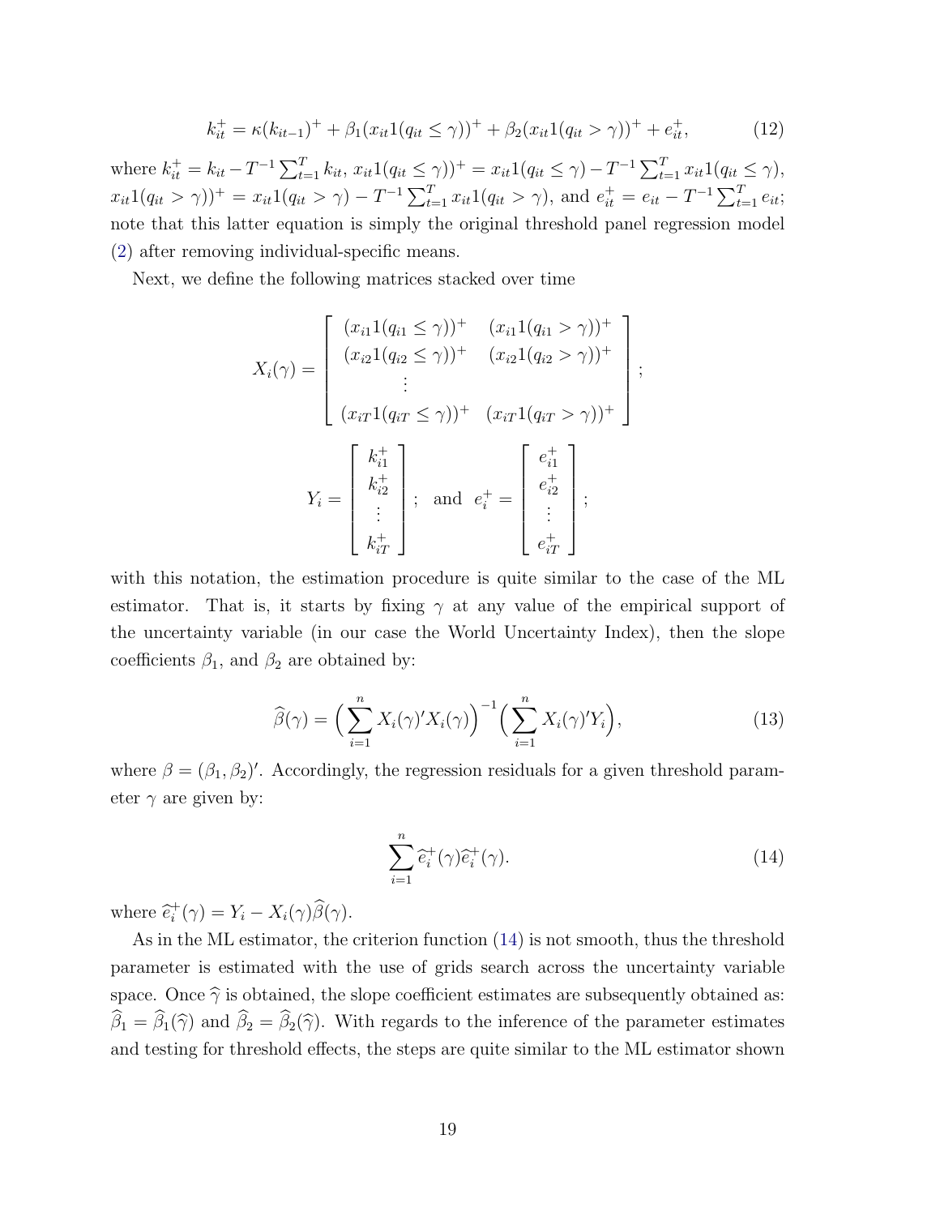$$k_{it}^{+} = \kappa(k_{it-1})^{+} + \beta_1(x_{it}1(q_{it} \leq \gamma))^{+} + \beta_2(x_{it}1(q_{it} > \gamma))^{+} + e_{it}^{+}, \tag{12}$$

where $k_{it}^{+} = k_{it} - T^{-1}\sum_{t=1}^{T} k_{it}$, $x_{it}1(q_{it} \leq \gamma))^{+} = x_{it}1(q_{it} \leq \gamma) - T^{-1}\sum_{t=1}^{T} x_{it}1(q_{it} \leq \gamma)$, $x_{it}1(q_{it} > \gamma))^{+} = x_{it}1(q_{it} > \gamma) - T^{-1}\sum_{t=1}^{T} x_{it}1(q_{it} > \gamma)$, and $e_{it}^{+} = e_{it} - T^{-1}\sum_{t=1}^{T} e_{it}$; note that this latter equation is simply the original threshold panel regression model (2) after removing individual-specific means.

Next, we define the following matrices stacked over time

$$X_i(\gamma) = \begin{bmatrix} (x_{i1}1(q_{i1} \leq \gamma))^{+} & (x_{i1}1(q_{i1} > \gamma))^{+} \\ (x_{i2}1(q_{i2} \leq \gamma))^{+} & (x_{i2}1(q_{i2} > \gamma))^{+} \\ \vdots & \\ (x_{iT}1(q_{iT} \leq \gamma))^{+} & (x_{iT}1(q_{iT} > \gamma))^{+} \end{bmatrix};$$

$$Y_i = \begin{bmatrix} k_{i1}^{+} \\ k_{i2}^{+} \\ \vdots \\ k_{iT}^{+} \end{bmatrix}; \text{ and } e_i^{+} = \begin{bmatrix} e_{i1}^{+} \\ e_{i2}^{+} \\ \vdots \\ e_{iT}^{+} \end{bmatrix};$$

with this notation, the estimation procedure is quite similar to the case of the ML estimator. That is, it starts by fixing $\gamma$ at any value of the empirical support of the uncertainty variable (in our case the World Uncertainty Index), then the slope coefficients $\beta_1$, and $\beta_2$ are obtained by:

$$\widehat{\beta}(\gamma) = \Big(\sum_{i=1}^{n} X_i(\gamma)'X_i(\gamma)\Big)^{-1}\Big(\sum_{i=1}^{n} X_i(\gamma)'Y_i\Big), \tag{13}$$

where $\beta = (\beta_1, \beta_2)'$. Accordingly, the regression residuals for a given threshold parameter $\gamma$ are given by:

$$\sum_{i=1}^{n} \widehat{e}_i^{+}(\gamma)\widehat{e}_i^{+}(\gamma). \tag{14}$$

where $\widehat{e}_i^{+}(\gamma) = Y_i - X_i(\gamma)\widehat{\beta}(\gamma)$.

As in the ML estimator, the criterion function (14) is not smooth, thus the threshold parameter is estimated with the use of grids search across the uncertainty variable space. Once $\widehat{\gamma}$ is obtained, the slope coefficient estimates are subsequently obtained as: $\widehat{\beta}_1 = \widehat{\beta}_1(\widehat{\gamma})$ and $\widehat{\beta}_2 = \widehat{\beta}_2(\widehat{\gamma})$. With regards to the inference of the parameter estimates and testing for threshold effects, the steps are quite similar to the ML estimator shown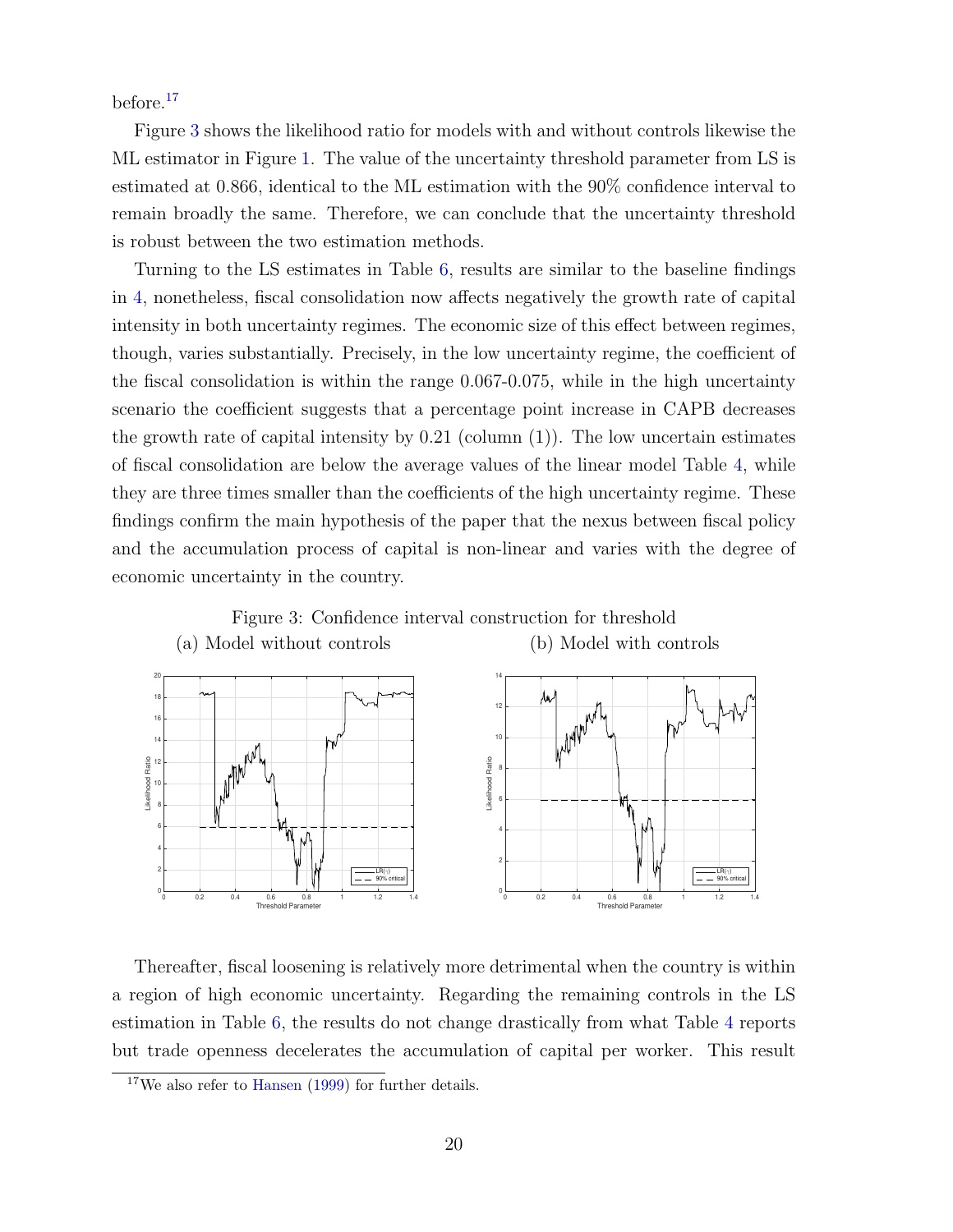before.[17]

Figure 3 shows the likelihood ratio for models with and without controls likewise the ML estimator in Figure 1. The value of the uncertainty threshold parameter from LS is estimated at 0.866, identical to the ML estimation with the 90% confidence interval to remain broadly the same. Therefore, we can conclude that the uncertainty threshold is robust between the two estimation methods.

Turning to the LS estimates in Table 6, results are similar to the baseline findings in 4, nonetheless, fiscal consolidation now affects negatively the growth rate of capital intensity in both uncertainty regimes. The economic size of this effect between regimes, though, varies substantially. Precisely, in the low uncertainty regime, the coefficient of the fiscal consolidation is within the range 0.067-0.075, while in the high uncertainty scenario the coefficient suggests that a percentage point increase in CAPB decreases the growth rate of capital intensity by 0.21 (column (1)). The low uncertain estimates of fiscal consolidation are below the average values of the linear model Table 4, while they are three times smaller than the coefficients of the high uncertainty regime. These findings confirm the main hypothesis of the paper that the nexus between fiscal policy and the accumulation process of capital is non-linear and varies with the degree of economic uncertainty in the country.

Figure 3: Confidence interval construction for threshold

(a) Model without controls (b) Model with controls

Thereafter, fiscal loosening is relatively more detrimental when the country is within a region of high economic uncertainty. Regarding the remaining controls in the LS estimation in Table 6, the results do not change drastically from what Table 4 reports but trade openness decelerates the accumulation of capital per worker. This result

[17] We also refer to Hansen (1999) for further details.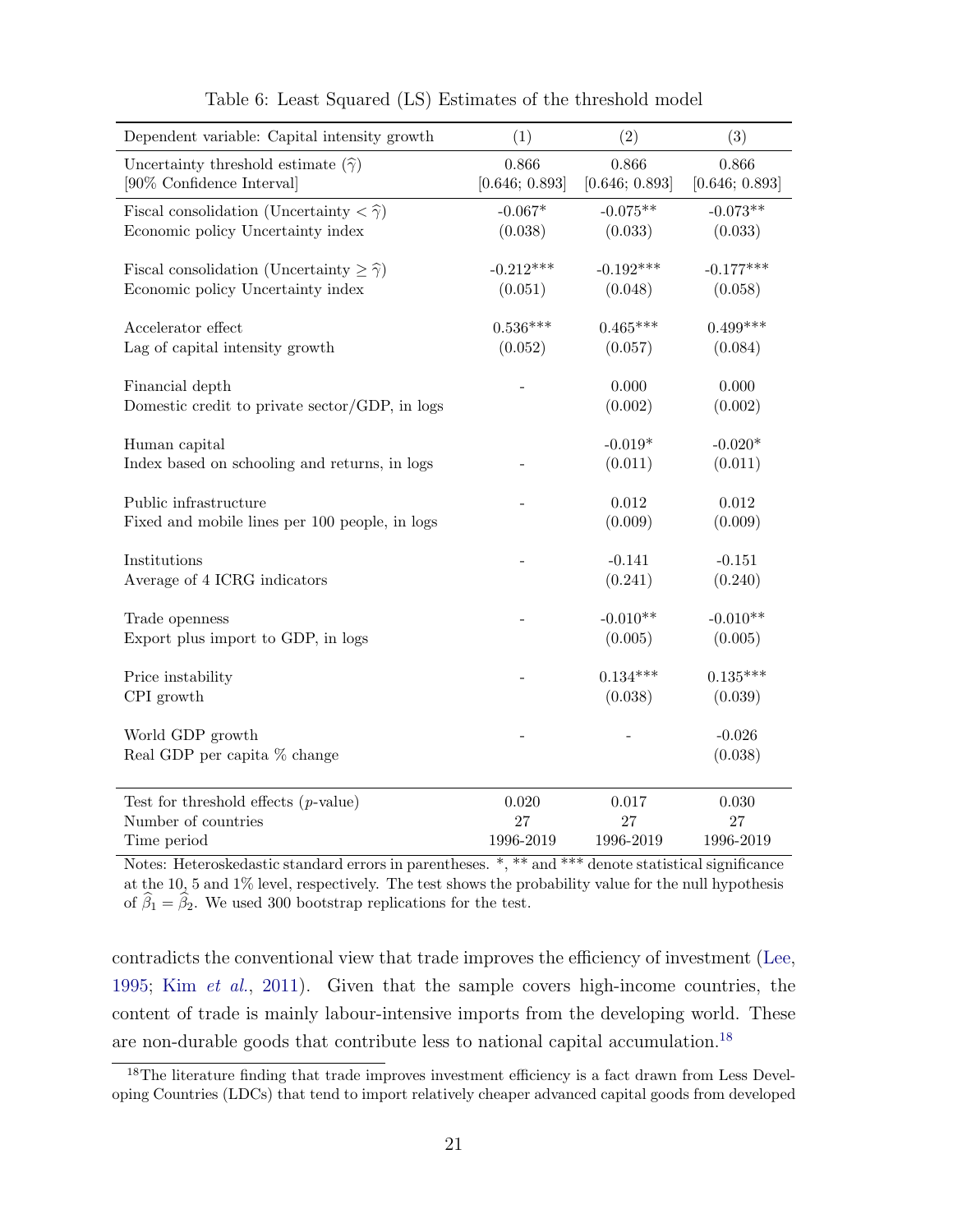Table 6: Least Squared (LS) Estimates of the threshold model

| Dependent variable: Capital intensity growth | (1) | (2) | (3) |
|---|---|---|---|
| Uncertainty threshold estimate ($\widehat{\gamma}$) | 0.866 | 0.866 | 0.866 |
| [90% Confidence Interval] | [0.646; 0.893] | [0.646; 0.893] | [0.646; 0.893] |
| Fiscal consolidation (Uncertainty $< \widehat{\gamma}$) | -0.067* | -0.075** | -0.073** |
| Economic policy Uncertainty index | (0.038) | (0.033) | (0.033) |
| Fiscal consolidation (Uncertainty $\geq \widehat{\gamma}$) | -0.212*** | -0.192*** | -0.177*** |
| Economic policy Uncertainty index | (0.051) | (0.048) | (0.058) |
| Accelerator effect | 0.536*** | 0.465*** | 0.499*** |
| Lag of capital intensity growth | (0.052) | (0.057) | (0.084) |
| Financial depth | - | 0.000 | 0.000 |
| Domestic credit to private sector/GDP, in logs | | (0.002) | (0.002) |
| Human capital | | -0.019* | -0.020* |
| Index based on schooling and returns, in logs | - | (0.011) | (0.011) |
| Public infrastructure | - | 0.012 | 0.012 |
| Fixed and mobile lines per 100 people, in logs | | (0.009) | (0.009) |
| Institutions | - | -0.141 | -0.151 |
| Average of 4 ICRG indicators | | (0.241) | (0.240) |
| Trade openness | - | -0.010** | -0.010** |
| Export plus import to GDP, in logs | | (0.005) | (0.005) |
| Price instability | - | 0.134*** | 0.135*** |
| CPI growth | | (0.038) | (0.039) |
| World GDP growth | - | - | -0.026 |
| Real GDP per capita % change | | | (0.038) |
| Test for threshold effects ($p$-value) | 0.020 | 0.017 | 0.030 |
| Number of countries | 27 | 27 | 27 |
| Time period | 1996-2019 | 1996-2019 | 1996-2019 |

Notes: Heteroskedastic standard errors in parentheses. *, ** and *** denote statistical significance at the 10, 5 and 1% level, respectively. The test shows the probability value for the null hypothesis of $\widehat{\beta}_1 = \widehat{\beta}_2$. We used 300 bootstrap replications for the test.

contradicts the conventional view that trade improves the efficiency of investment (Lee, 1995; Kim *et al.*, 2011). Given that the sample covers high-income countries, the content of trade is mainly labour-intensive imports from the developing world. These are non-durable goods that contribute less to national capital accumulation.[18]

[18] The literature finding that trade improves investment efficiency is a fact drawn from Less Developing Countries (LDCs) that tend to import relatively cheaper advanced capital goods from developed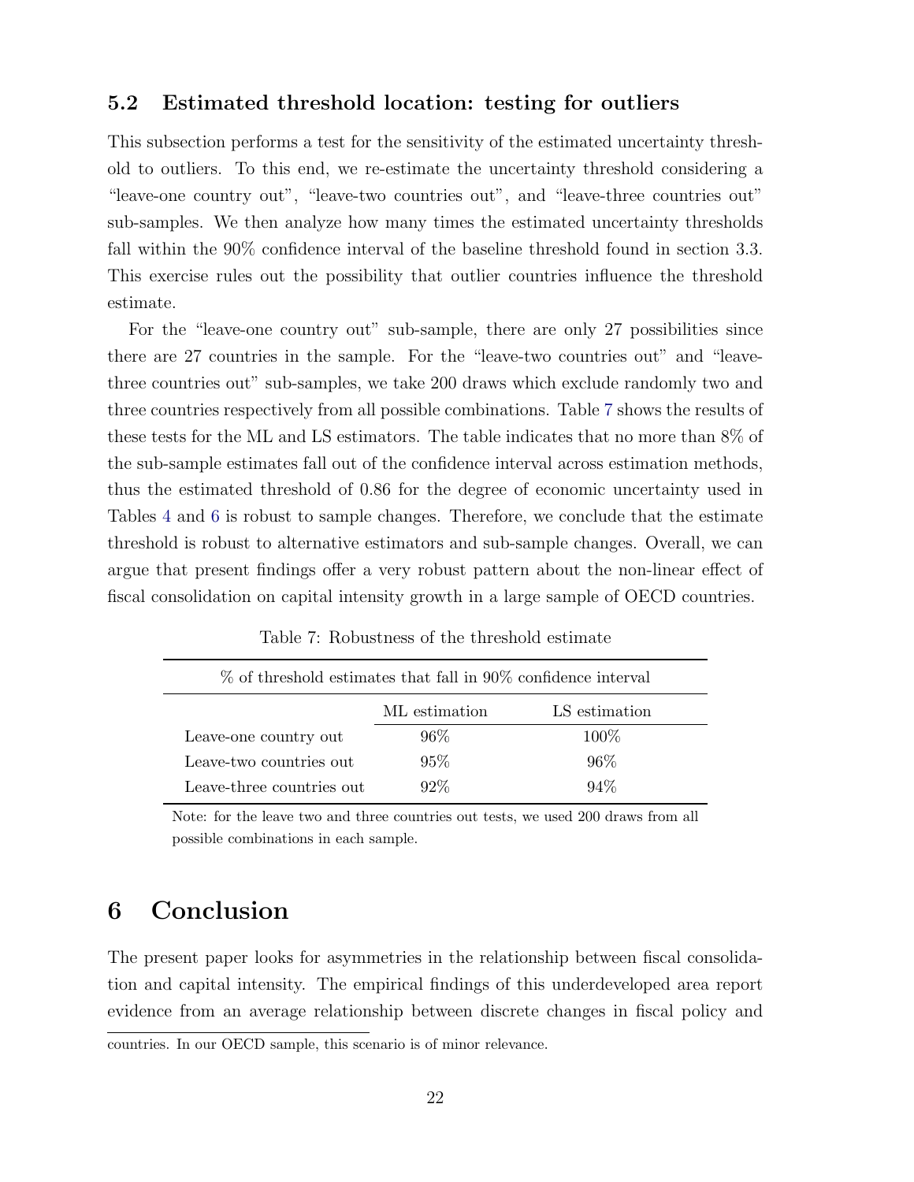### 5.2 Estimated threshold location: testing for outliers

This subsection performs a test for the sensitivity of the estimated uncertainty threshold to outliers. To this end, we re-estimate the uncertainty threshold considering a "leave-one country out", "leave-two countries out", and "leave-three countries out" sub-samples. We then analyze how many times the estimated uncertainty thresholds fall within the 90% confidence interval of the baseline threshold found in section 3.3. This exercise rules out the possibility that outlier countries influence the threshold estimate.

For the "leave-one country out" sub-sample, there are only 27 possibilities since there are 27 countries in the sample. For the "leave-two countries out" and "leave-three countries out" sub-samples, we take 200 draws which exclude randomly two and three countries respectively from all possible combinations. Table 7 shows the results of these tests for the ML and LS estimators. The table indicates that no more than 8% of the sub-sample estimates fall out of the confidence interval across estimation methods, thus the estimated threshold of 0.86 for the degree of economic uncertainty used in Tables 4 and 6 is robust to sample changes. Therefore, we conclude that the estimate threshold is robust to alternative estimators and sub-sample changes. Overall, we can argue that present findings offer a very robust pattern about the non-linear effect of fiscal consolidation on capital intensity growth in a large sample of OECD countries.

Table 7: Robustness of the threshold estimate

| % of threshold estimates that fall in 90% confidence interval | | |
|---|---|---|
| | ML estimation | LS estimation |
| Leave-one country out | 96% | 100% |
| Leave-two countries out | 95% | 96% |
| Leave-three countries out | 92% | 94% |

Note: for the leave two and three countries out tests, we used 200 draws from all possible combinations in each sample.

# 6 Conclusion

The present paper looks for asymmetries in the relationship between fiscal consolidation and capital intensity. The empirical findings of this underdeveloped area report evidence from an average relationship between discrete changes in fiscal policy and

countries. In our OECD sample, this scenario is of minor relevance.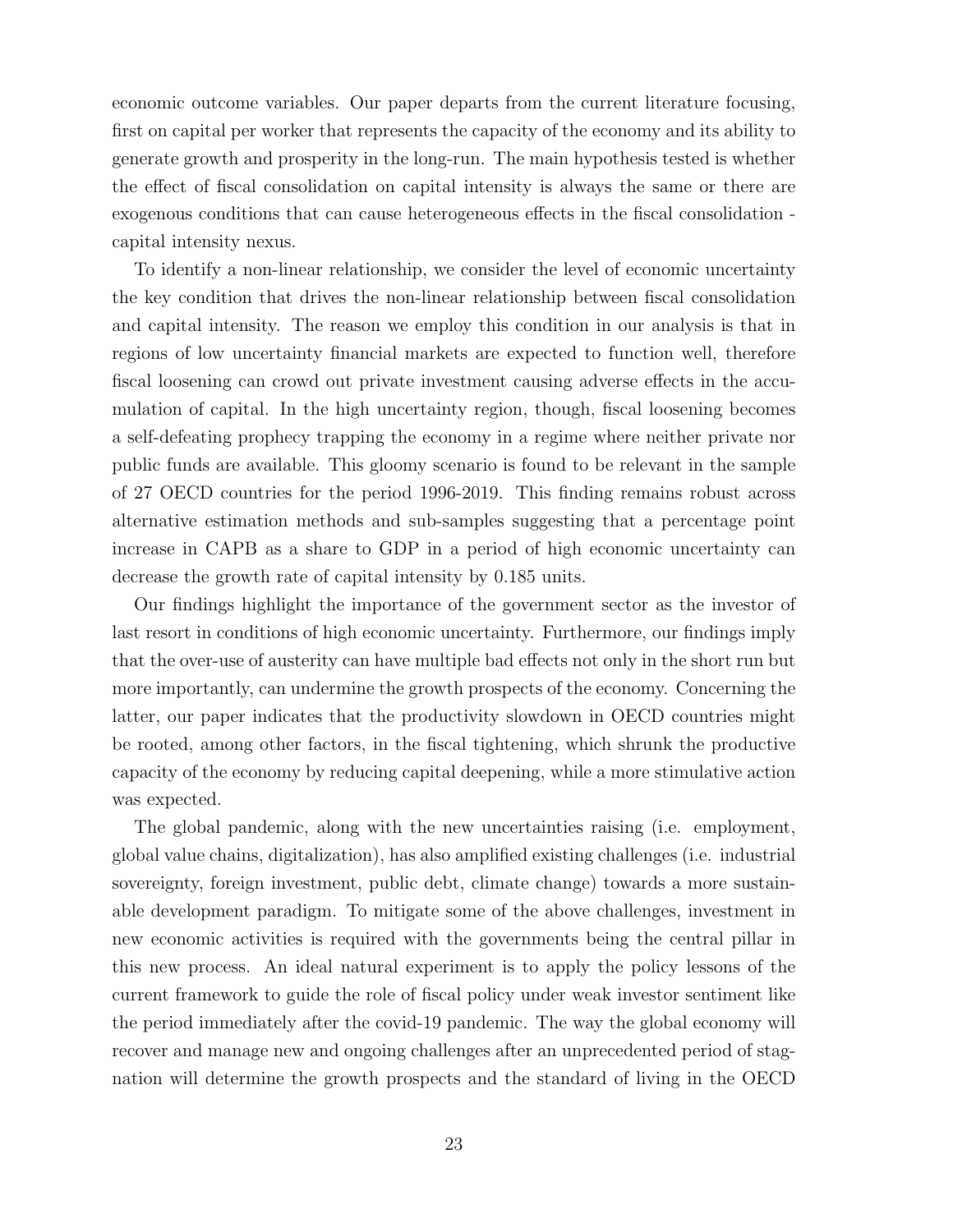economic outcome variables. Our paper departs from the current literature focusing, first on capital per worker that represents the capacity of the economy and its ability to generate growth and prosperity in the long-run. The main hypothesis tested is whether the effect of fiscal consolidation on capital intensity is always the same or there are exogenous conditions that can cause heterogeneous effects in the fiscal consolidation - capital intensity nexus.

To identify a non-linear relationship, we consider the level of economic uncertainty the key condition that drives the non-linear relationship between fiscal consolidation and capital intensity. The reason we employ this condition in our analysis is that in regions of low uncertainty financial markets are expected to function well, therefore fiscal loosening can crowd out private investment causing adverse effects in the accumulation of capital. In the high uncertainty region, though, fiscal loosening becomes a self-defeating prophecy trapping the economy in a regime where neither private nor public funds are available. This gloomy scenario is found to be relevant in the sample of 27 OECD countries for the period 1996-2019. This finding remains robust across alternative estimation methods and sub-samples suggesting that a percentage point increase in CAPB as a share to GDP in a period of high economic uncertainty can decrease the growth rate of capital intensity by 0.185 units.

Our findings highlight the importance of the government sector as the investor of last resort in conditions of high economic uncertainty. Furthermore, our findings imply that the over-use of austerity can have multiple bad effects not only in the short run but more importantly, can undermine the growth prospects of the economy. Concerning the latter, our paper indicates that the productivity slowdown in OECD countries might be rooted, among other factors, in the fiscal tightening, which shrunk the productive capacity of the economy by reducing capital deepening, while a more stimulative action was expected.

The global pandemic, along with the new uncertainties raising (i.e. employment, global value chains, digitalization), has also amplified existing challenges (i.e. industrial sovereignty, foreign investment, public debt, climate change) towards a more sustainable development paradigm. To mitigate some of the above challenges, investment in new economic activities is required with the governments being the central pillar in this new process. An ideal natural experiment is to apply the policy lessons of the current framework to guide the role of fiscal policy under weak investor sentiment like the period immediately after the covid-19 pandemic. The way the global economy will recover and manage new and ongoing challenges after an unprecedented period of stagnation will determine the growth prospects and the standard of living in the OECD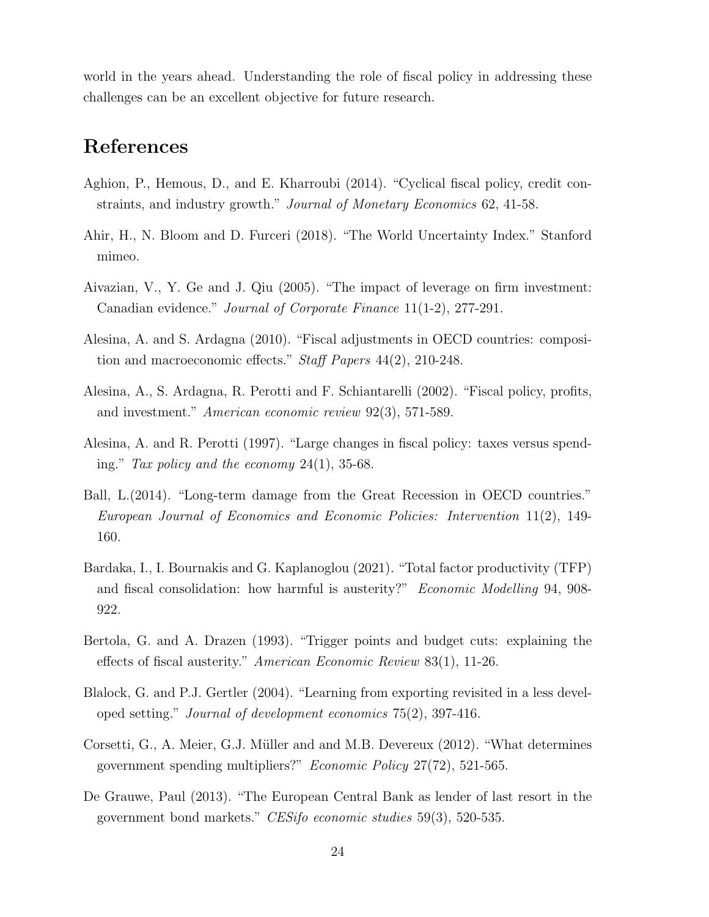world in the years ahead. Understanding the role of fiscal policy in addressing these challenges can be an excellent objective for future research.

## References

Aghion, P., Hemous, D., and E. Kharroubi (2014). "Cyclical fiscal policy, credit constraints, and industry growth." *Journal of Monetary Economics* 62, 41-58.

Ahir, H., N. Bloom and D. Furceri (2018). "The World Uncertainty Index." Stanford mimeo.

Aivazian, V., Y. Ge and J. Qiu (2005). "The impact of leverage on firm investment: Canadian evidence." *Journal of Corporate Finance* 11(1-2), 277-291.

Alesina, A. and S. Ardagna (2010). "Fiscal adjustments in OECD countries: composition and macroeconomic effects." *Staff Papers* 44(2), 210-248.

Alesina, A., S. Ardagna, R. Perotti and F. Schiantarelli (2002). "Fiscal policy, profits, and investment." *American economic review* 92(3), 571-589.

Alesina, A. and R. Perotti (1997). "Large changes in fiscal policy: taxes versus spending." *Tax policy and the economy* 24(1), 35-68.

Ball, L.(2014). "Long-term damage from the Great Recession in OECD countries." *European Journal of Economics and Economic Policies: Intervention* 11(2), 149-160.

Bardaka, I., I. Bournakis and G. Kaplanoglou (2021). "Total factor productivity (TFP) and fiscal consolidation: how harmful is austerity?" *Economic Modelling* 94, 908-922.

Bertola, G. and A. Drazen (1993). "Trigger points and budget cuts: explaining the effects of fiscal austerity." *American Economic Review* 83(1), 11-26.

Blalock, G. and P.J. Gertler (2004). "Learning from exporting revisited in a less developed setting." *Journal of development economics* 75(2), 397-416.

Corsetti, G., A. Meier, G.J. Müller and and M.B. Devereux (2012). "What determines government spending multipliers?" *Economic Policy* 27(72), 521-565.

De Grauwe, Paul (2013). "The European Central Bank as lender of last resort in the government bond markets." *CESifo economic studies* 59(3), 520-535.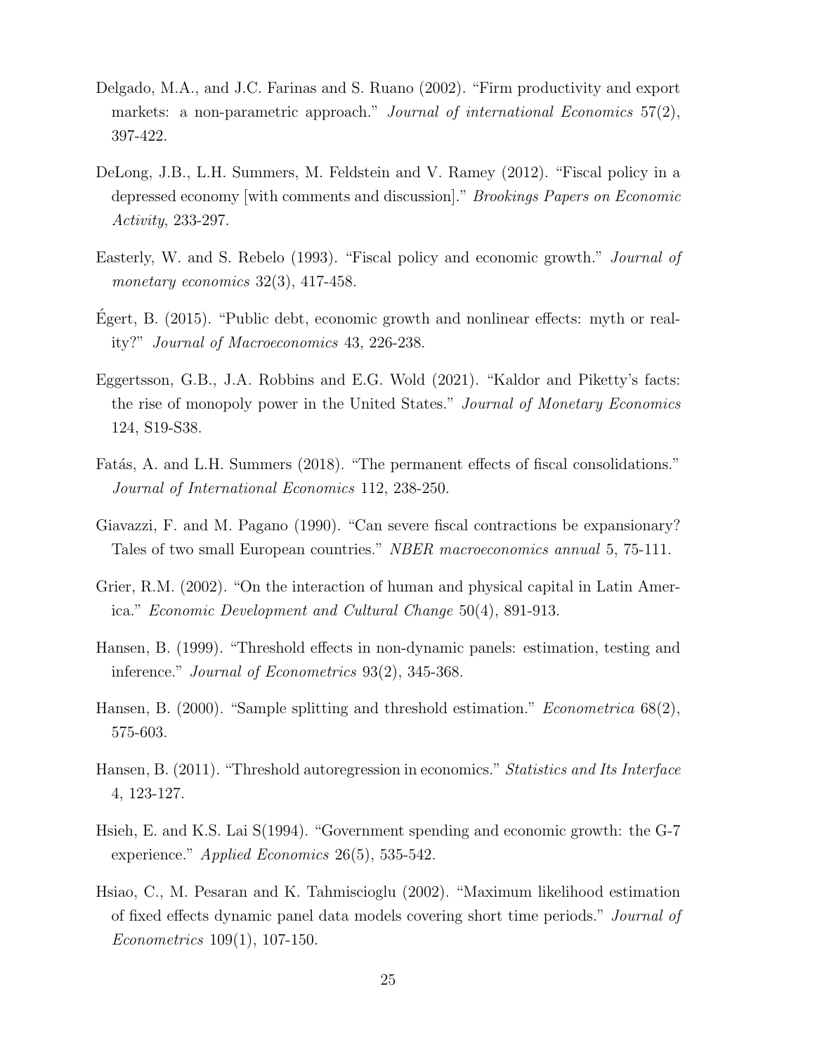Delgado, M.A., and J.C. Farinas and S. Ruano (2002). "Firm productivity and export markets: a non-parametric approach." *Journal of international Economics* 57(2), 397-422.

DeLong, J.B., L.H. Summers, M. Feldstein and V. Ramey (2012). "Fiscal policy in a depressed economy [with comments and discussion]." *Brookings Papers on Economic Activity*, 233-297.

Easterly, W. and S. Rebelo (1993). "Fiscal policy and economic growth." *Journal of monetary economics* 32(3), 417-458.

Égert, B. (2015). "Public debt, economic growth and nonlinear effects: myth or reality?" *Journal of Macroeconomics* 43, 226-238.

Eggertsson, G.B., J.A. Robbins and E.G. Wold (2021). "Kaldor and Piketty's facts: the rise of monopoly power in the United States." *Journal of Monetary Economics* 124, S19-S38.

Fatás, A. and L.H. Summers (2018). "The permanent effects of fiscal consolidations." *Journal of International Economics* 112, 238-250.

Giavazzi, F. and M. Pagano (1990). "Can severe fiscal contractions be expansionary? Tales of two small European countries." *NBER macroeconomics annual* 5, 75-111.

Grier, R.M. (2002). "On the interaction of human and physical capital in Latin America." *Economic Development and Cultural Change* 50(4), 891-913.

Hansen, B. (1999). "Threshold effects in non-dynamic panels: estimation, testing and inference." *Journal of Econometrics* 93(2), 345-368.

Hansen, B. (2000). "Sample splitting and threshold estimation." *Econometrica* 68(2), 575-603.

Hansen, B. (2011). "Threshold autoregression in economics." *Statistics and Its Interface* 4, 123-127.

Hsieh, E. and K.S. Lai S(1994). "Government spending and economic growth: the G-7 experience." *Applied Economics* 26(5), 535-542.

Hsiao, C., M. Pesaran and K. Tahmiscioglu (2002). "Maximum likelihood estimation of fixed effects dynamic panel data models covering short time periods." *Journal of Econometrics* 109(1), 107-150.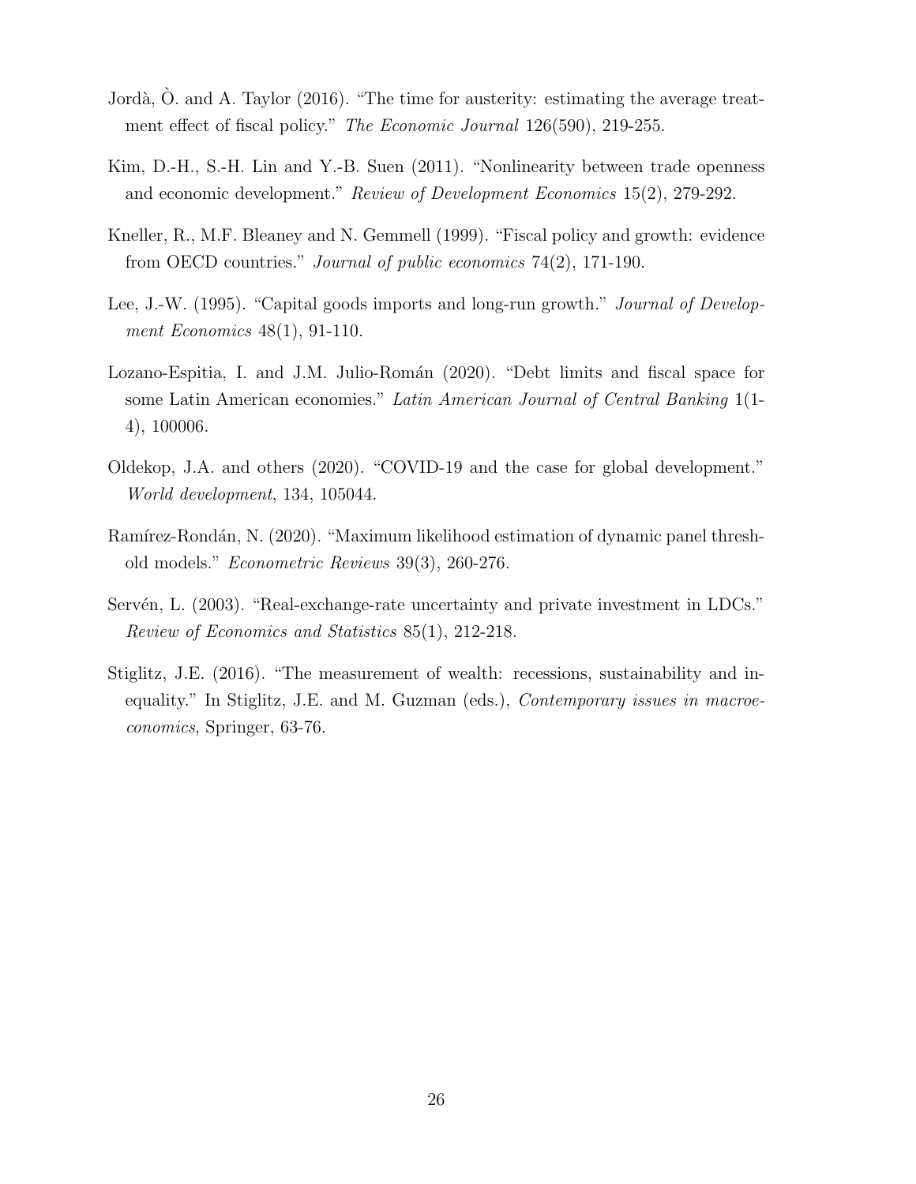Jordà, Ò. and A. Taylor (2016). "The time for austerity: estimating the average treatment effect of fiscal policy." *The Economic Journal* 126(590), 219-255.

Kim, D.-H., S.-H. Lin and Y.-B. Suen (2011). "Nonlinearity between trade openness and economic development." *Review of Development Economics* 15(2), 279-292.

Kneller, R., M.F. Bleaney and N. Gemmell (1999). "Fiscal policy and growth: evidence from OECD countries." *Journal of public economics* 74(2), 171-190.

Lee, J.-W. (1995). "Capital goods imports and long-run growth." *Journal of Development Economics* 48(1), 91-110.

Lozano-Espitia, I. and J.M. Julio-Román (2020). "Debt limits and fiscal space for some Latin American economies." *Latin American Journal of Central Banking* 1(1-4), 100006.

Oldekop, J.A. and others (2020). "COVID-19 and the case for global development." *World development*, 134, 105044.

Ramírez-Rondán, N. (2020). "Maximum likelihood estimation of dynamic panel threshold models." *Econometric Reviews* 39(3), 260-276.

Servén, L. (2003). "Real-exchange-rate uncertainty and private investment in LDCs." *Review of Economics and Statistics* 85(1), 212-218.

Stiglitz, J.E. (2016). "The measurement of wealth: recessions, sustainability and inequality." In Stiglitz, J.E. and M. Guzman (eds.), *Contemporary issues in macroeconomics*, Springer, 63-76.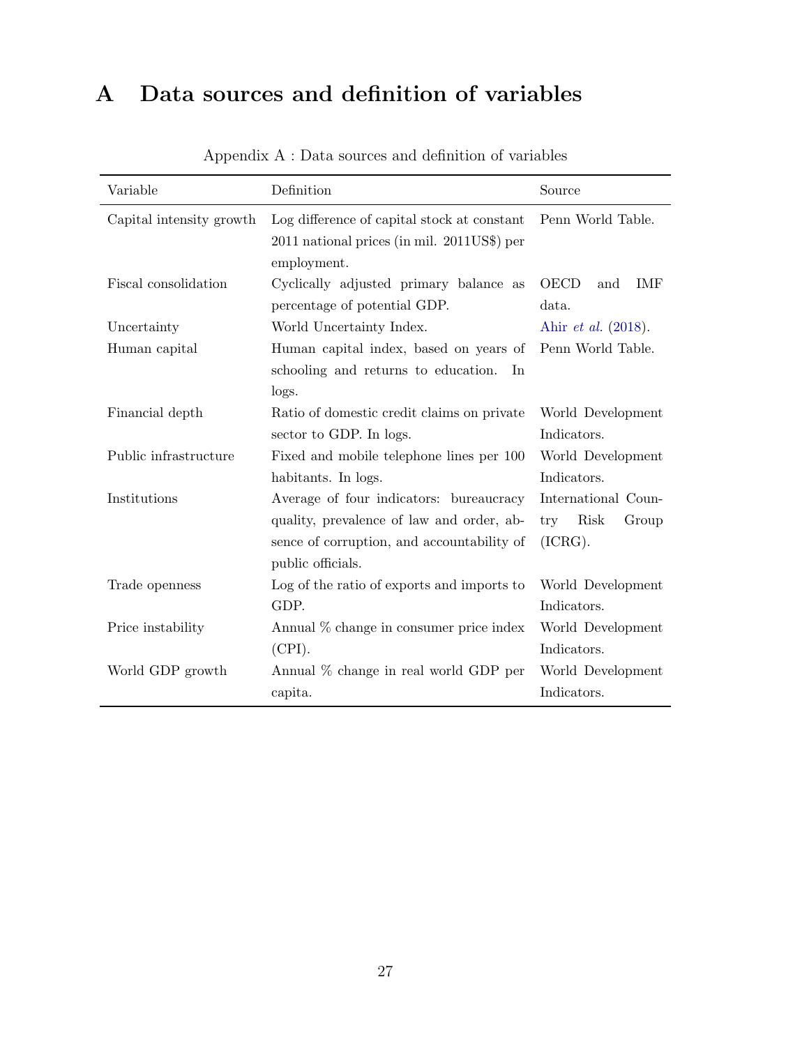# A Data sources and definition of variables

Appendix A : Data sources and definition of variables

| Variable | Definition | Source |
| --- | --- | --- |
| Capital intensity growth | Log difference of capital stock at constant 2011 national prices (in mil. 2011US$) per employment. | Penn World Table. |
| Fiscal consolidation | Cyclically adjusted primary balance as percentage of potential GDP. | OECD and IMF data. |
| Uncertainty | World Uncertainty Index. | Ahir *et al.* (2018). |
| Human capital | Human capital index, based on years of schooling and returns to education. In logs. | Penn World Table. |
| Financial depth | Ratio of domestic credit claims on private sector to GDP. In logs. | World Development Indicators. |
| Public infrastructure | Fixed and mobile telephone lines per 100 habitants. In logs. | World Development Indicators. |
| Institutions | Average of four indicators: bureaucracy quality, prevalence of law and order, absence of corruption, and accountability of public officials. | International Country Risk Group (ICRG). |
| Trade openness | Log of the ratio of exports and imports to GDP. | World Development Indicators. |
| Price instability | Annual % change in consumer price index (CPI). | World Development Indicators. |
| World GDP growth | Annual % change in real world GDP per capita. | World Development Indicators. |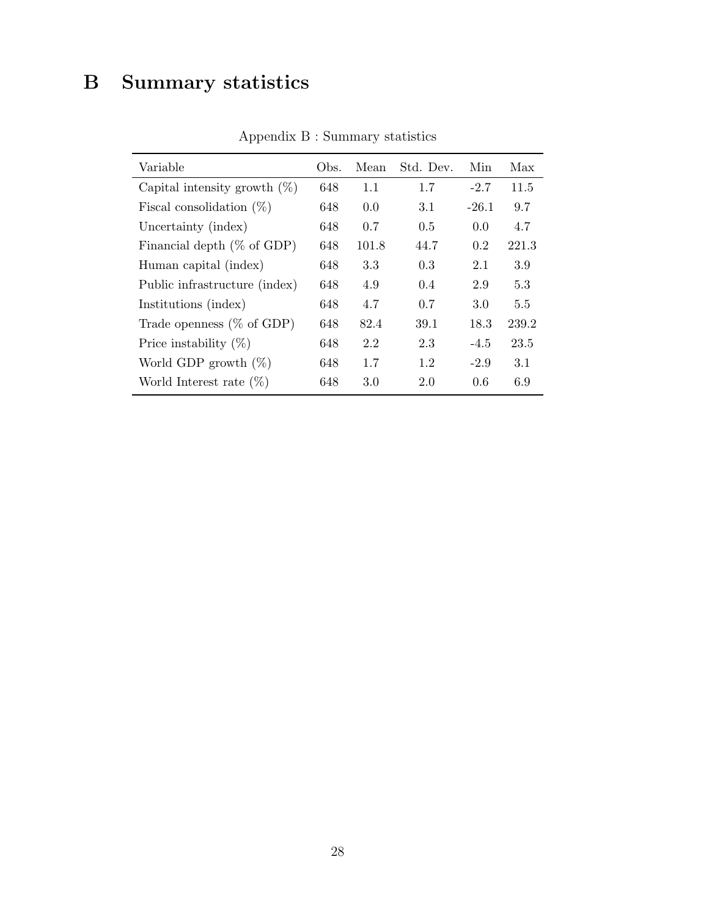# B Summary statistics

Appendix B : Summary statistics

| Variable | Obs. | Mean | Std. Dev. | Min | Max |
|---|---|---|---|---|---|
| Capital intensity growth (%) | 648 | 1.1 | 1.7 | -2.7 | 11.5 |
| Fiscal consolidation (%) | 648 | 0.0 | 3.1 | -26.1 | 9.7 |
| Uncertainty (index) | 648 | 0.7 | 0.5 | 0.0 | 4.7 |
| Financial depth (% of GDP) | 648 | 101.8 | 44.7 | 0.2 | 221.3 |
| Human capital (index) | 648 | 3.3 | 0.3 | 2.1 | 3.9 |
| Public infrastructure (index) | 648 | 4.9 | 0.4 | 2.9 | 5.3 |
| Institutions (index) | 648 | 4.7 | 0.7 | 3.0 | 5.5 |
| Trade openness (% of GDP) | 648 | 82.4 | 39.1 | 18.3 | 239.2 |
| Price instability (%) | 648 | 2.2 | 2.3 | -4.5 | 23.5 |
| World GDP growth (%) | 648 | 1.7 | 1.2 | -2.9 | 3.1 |
| World Interest rate (%) | 648 | 3.0 | 2.0 | 0.6 | 6.9 |